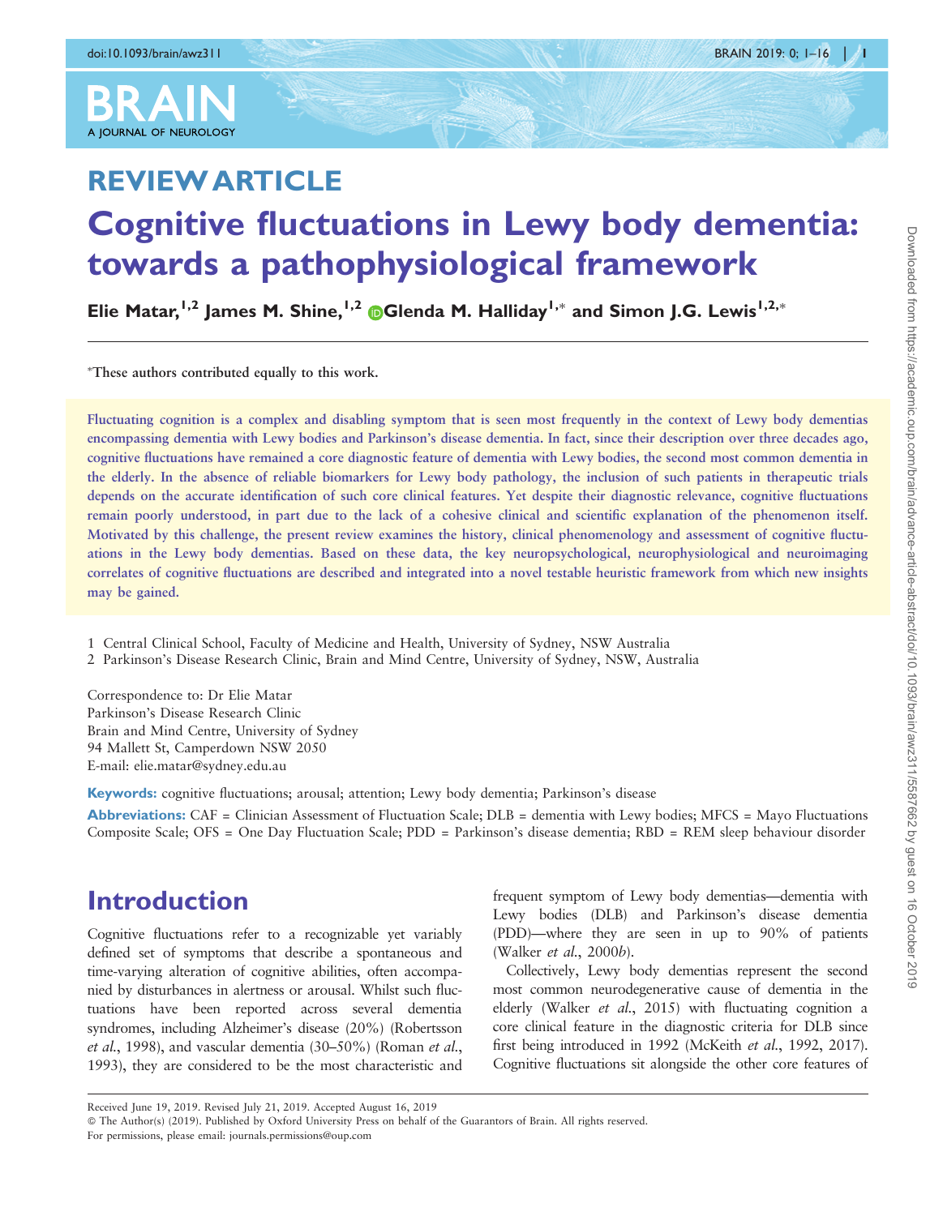## REVIEW ARTICLE

# Cognitive fluctuations in Lewy body dementia: towards a pathophysiological framework

Elie Matar,[1,2] James M. Shine,[1,2] Glenda M. Halliday[1,*] and Simon J.G. Lewis[1,2,*]

*These authors contributed equally to this work.

Fluctuating cognition is a complex and disabling symptom that is seen most frequently in the context of Lewy body dementias encompassing dementia with Lewy bodies and Parkinson's disease dementia. In fact, since their description over three decades ago, cognitive fluctuations have remained a core diagnostic feature of dementia with Lewy bodies, the second most common dementia in the elderly. In the absence of reliable biomarkers for Lewy body pathology, the inclusion of such patients in therapeutic trials depends on the accurate identification of such core clinical features. Yet despite their diagnostic relevance, cognitive fluctuations remain poorly understood, in part due to the lack of a cohesive clinical and scientific explanation of the phenomenon itself. Motivated by this challenge, the present review examines the history, clinical phenomenology and assessment of cognitive fluctuations in the Lewy body dementias. Based on these data, the key neuropsychological, neurophysiological and neuroimaging correlates of cognitive fluctuations are described and integrated into a novel testable heuristic framework from which new insights may be gained.

1 Central Clinical School, Faculty of Medicine and Health, University of Sydney, NSW Australia
2 Parkinson's Disease Research Clinic, Brain and Mind Centre, University of Sydney, NSW, Australia

Correspondence to: Dr Elie Matar
Parkinson's Disease Research Clinic
Brain and Mind Centre, University of Sydney
94 Mallett St, Camperdown NSW 2050
E-mail: elie.matar@sydney.edu.au

**Keywords:** cognitive fluctuations; arousal; attention; Lewy body dementia; Parkinson's disease

**Abbreviations:** CAF = Clinician Assessment of Fluctuation Scale; DLB = dementia with Lewy bodies; MFCS = Mayo Fluctuations Composite Scale; OFS = One Day Fluctuation Scale; PDD = Parkinson's disease dementia; RBD = REM sleep behaviour disorder

## Introduction

Cognitive fluctuations refer to a recognizable yet variably defined set of symptoms that describe a spontaneous and time-varying alteration of cognitive abilities, often accompanied by disturbances in alertness or arousal. Whilst such fluctuations have been reported across several dementia syndromes, including Alzheimer's disease (20%) (Robertsson *et al.*, 1998), and vascular dementia (30–50%) (Roman *et al.*, 1993), they are considered to be the most characteristic and frequent symptom of Lewy body dementias—dementia with Lewy bodies (DLB) and Parkinson's disease dementia (PDD)—where they are seen in up to 90% of patients (Walker *et al.*, 2000*b*).

Collectively, Lewy body dementias represent the second most common neurodegenerative cause of dementia in the elderly (Walker *et al.*, 2015) with fluctuating cognition a core clinical feature in the diagnostic criteria for DLB since first being introduced in 1992 (McKeith *et al.*, 1992, 2017). Cognitive fluctuations sit alongside the other core features of

Received June 19, 2019. Revised July 21, 2019. Accepted August 16, 2019
© The Author(s) (2019). Published by Oxford University Press on behalf of the Guarantors of Brain. All rights reserved.
For permissions, please email: journals.permissions@oup.com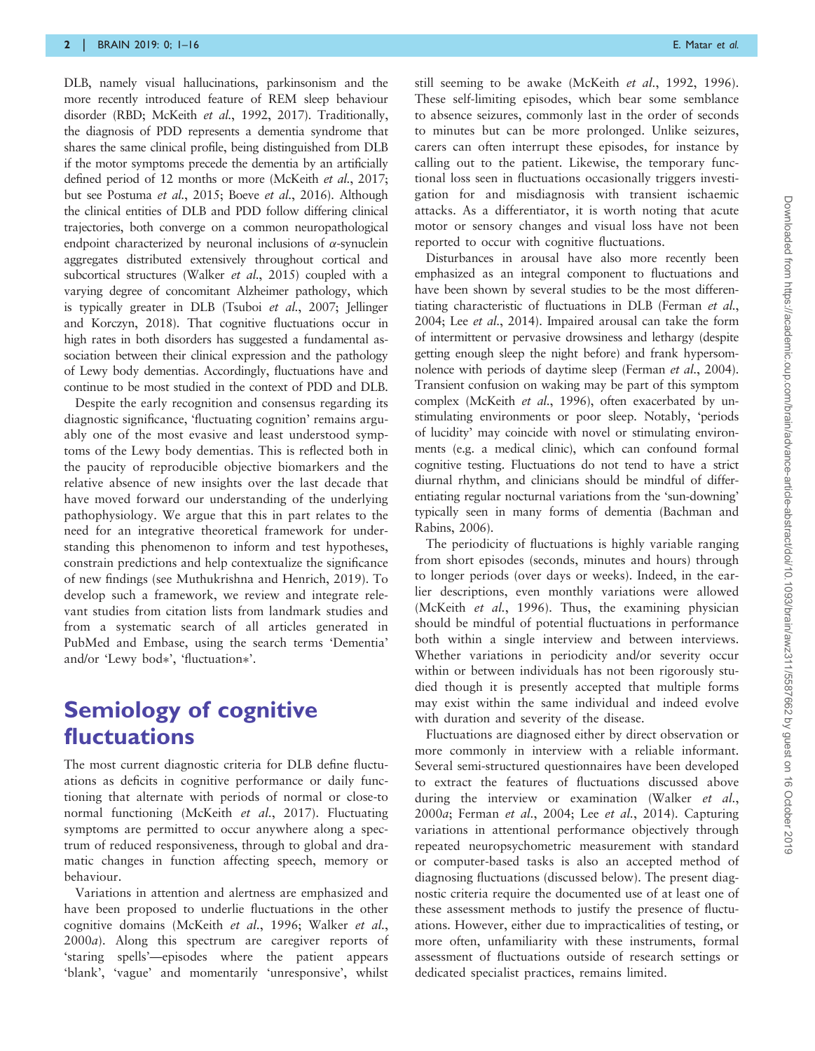DLB, namely visual hallucinations, parkinsonism and the more recently introduced feature of REM sleep behaviour disorder (RBD; McKeith *et al.*, 1992, 2017). Traditionally, the diagnosis of PDD represents a dementia syndrome that shares the same clinical profile, being distinguished from DLB if the motor symptoms precede the dementia by an artificially defined period of 12 months or more (McKeith *et al.*, 2017; but see Postuma *et al.*, 2015; Boeve *et al.*, 2016). Although the clinical entities of DLB and PDD follow differing clinical trajectories, both converge on a common neuropathological endpoint characterized by neuronal inclusions of α-synuclein aggregates distributed extensively throughout cortical and subcortical structures (Walker *et al.*, 2015) coupled with a varying degree of concomitant Alzheimer pathology, which is typically greater in DLB (Tsuboi *et al.*, 2007; Jellinger and Korczyn, 2018). That cognitive fluctuations occur in high rates in both disorders has suggested a fundamental association between their clinical expression and the pathology of Lewy body dementias. Accordingly, fluctuations have and continue to be most studied in the context of PDD and DLB.

Despite the early recognition and consensus regarding its diagnostic significance, 'fluctuating cognition' remains arguably one of the most evasive and least understood symptoms of the Lewy body dementias. This is reflected both in the paucity of reproducible objective biomarkers and the relative absence of new insights over the last decade that have moved forward our understanding of the underlying pathophysiology. We argue that this in part relates to the need for an integrative theoretical framework for understanding this phenomenon to inform and test hypotheses, constrain predictions and help contextualize the significance of new findings (see Muthukrishna and Henrich, 2019). To develop such a framework, we review and integrate relevant studies from citation lists from landmark studies and from a systematic search of all articles generated in PubMed and Embase, using the search terms 'Dementia' and/or 'Lewy bod*', 'fluctuation*'.

# Semiology of cognitive fluctuations

The most current diagnostic criteria for DLB define fluctuations as deficits in cognitive performance or daily functioning that alternate with periods of normal or close-to normal functioning (McKeith *et al.*, 2017). Fluctuating symptoms are permitted to occur anywhere along a spectrum of reduced responsiveness, through to global and dramatic changes in function affecting speech, memory or behaviour.

Variations in attention and alertness are emphasized and have been proposed to underlie fluctuations in the other cognitive domains (McKeith *et al.*, 1996; Walker *et al.*, 2000*a*). Along this spectrum are caregiver reports of 'staring spells'—episodes where the patient appears 'blank', 'vague' and momentarily 'unresponsive', whilst still seeming to be awake (McKeith *et al.*, 1992, 1996). These self-limiting episodes, which bear some semblance to absence seizures, commonly last in the order of seconds to minutes but can be more prolonged. Unlike seizures, carers can often interrupt these episodes, for instance by calling out to the patient. Likewise, the temporary functional loss seen in fluctuations occasionally triggers investigation for and misdiagnosis with transient ischaemic attacks. As a differentiator, it is worth noting that acute motor or sensory changes and visual loss have not been reported to occur with cognitive fluctuations.

Disturbances in arousal have also more recently been emphasized as an integral component to fluctuations and have been shown by several studies to be the most differentiating characteristic of fluctuations in DLB (Ferman *et al.*, 2004; Lee *et al.*, 2014). Impaired arousal can take the form of intermittent or pervasive drowsiness and lethargy (despite getting enough sleep the night before) and frank hypersomnolence with periods of daytime sleep (Ferman *et al.*, 2004). Transient confusion on waking may be part of this symptom complex (McKeith *et al.*, 1996), often exacerbated by unstimulating environments or poor sleep. Notably, 'periods of lucidity' may coincide with novel or stimulating environments (e.g. a medical clinic), which can confound formal cognitive testing. Fluctuations do not tend to have a strict diurnal rhythm, and clinicians should be mindful of differentiating regular nocturnal variations from the 'sun-downing' typically seen in many forms of dementia (Bachman and Rabins, 2006).

The periodicity of fluctuations is highly variable ranging from short episodes (seconds, minutes and hours) through to longer periods (over days or weeks). Indeed, in the earlier descriptions, even monthly variations were allowed (McKeith *et al.*, 1996). Thus, the examining physician should be mindful of potential fluctuations in performance both within a single interview and between interviews. Whether variations in periodicity and/or severity occur within or between individuals has not been rigorously studied though it is presently accepted that multiple forms may exist within the same individual and indeed evolve with duration and severity of the disease.

Fluctuations are diagnosed either by direct observation or more commonly in interview with a reliable informant. Several semi-structured questionnaires have been developed to extract the features of fluctuations discussed above during the interview or examination (Walker *et al.*, 2000*a*; Ferman *et al.*, 2004; Lee *et al.*, 2014). Capturing variations in attentional performance objectively through repeated neuropsychometric measurement with standard or computer-based tasks is also an accepted method of diagnosing fluctuations (discussed below). The present diagnostic criteria require the documented use of at least one of these assessment methods to justify the presence of fluctuations. However, either due to impracticalities of testing, or more often, unfamiliarity with these instruments, formal assessment of fluctuations outside of research settings or dedicated specialist practices, remains limited.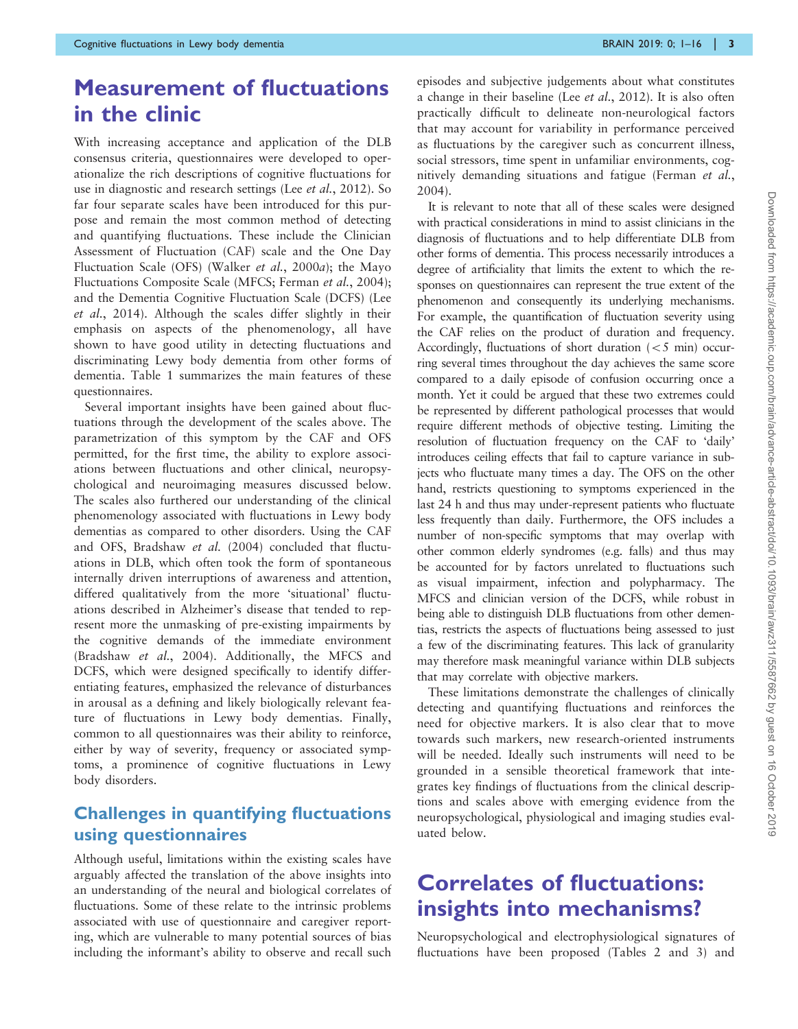# Measurement of fluctuations in the clinic

With increasing acceptance and application of the DLB consensus criteria, questionnaires were developed to operationalize the rich descriptions of cognitive fluctuations for use in diagnostic and research settings (Lee *et al.*, 2012). So far four separate scales have been introduced for this purpose and remain the most common method of detecting and quantifying fluctuations. These include the Clinician Assessment of Fluctuation (CAF) scale and the One Day Fluctuation Scale (OFS) (Walker *et al.*, 2000*a*); the Mayo Fluctuations Composite Scale (MFCS; Ferman *et al.*, 2004); and the Dementia Cognitive Fluctuation Scale (DCFS) (Lee *et al.*, 2014). Although the scales differ slightly in their emphasis on aspects of the phenomenology, all have shown to have good utility in detecting fluctuations and discriminating Lewy body dementia from other forms of dementia. Table 1 summarizes the main features of these questionnaires.

Several important insights have been gained about fluctuations through the development of the scales above. The parametrization of this symptom by the CAF and OFS permitted, for the first time, the ability to explore associations between fluctuations and other clinical, neuropsychological and neuroimaging measures discussed below. The scales also furthered our understanding of the clinical phenomenology associated with fluctuations in Lewy body dementias as compared to other disorders. Using the CAF and OFS, Bradshaw *et al.* (2004) concluded that fluctuations in DLB, which often took the form of spontaneous internally driven interruptions of awareness and attention, differed qualitatively from the more 'situational' fluctuations described in Alzheimer's disease that tended to represent more the unmasking of pre-existing impairments by the cognitive demands of the immediate environment (Bradshaw *et al.*, 2004). Additionally, the MFCS and DCFS, which were designed specifically to identify differentiating features, emphasized the relevance of disturbances in arousal as a defining and likely biologically relevant feature of fluctuations in Lewy body dementias. Finally, common to all questionnaires was their ability to reinforce, either by way of severity, frequency or associated symptoms, a prominence of cognitive fluctuations in Lewy body disorders.

## Challenges in quantifying fluctuations using questionnaires

Although useful, limitations within the existing scales have arguably affected the translation of the above insights into an understanding of the neural and biological correlates of fluctuations. Some of these relate to the intrinsic problems associated with use of questionnaire and caregiver reporting, which are vulnerable to many potential sources of bias including the informant's ability to observe and recall such episodes and subjective judgements about what constitutes a change in their baseline (Lee *et al.*, 2012). It is also often practically difficult to delineate non-neurological factors that may account for variability in performance perceived as fluctuations by the caregiver such as concurrent illness, social stressors, time spent in unfamiliar environments, cognitively demanding situations and fatigue (Ferman *et al.*, 2004).

It is relevant to note that all of these scales were designed with practical considerations in mind to assist clinicians in the diagnosis of fluctuations and to help differentiate DLB from other forms of dementia. This process necessarily introduces a degree of artificiality that limits the extent to which the responses on questionnaires can represent the true extent of the phenomenon and consequently its underlying mechanisms. For example, the quantification of fluctuation severity using the CAF relies on the product of duration and frequency. Accordingly, fluctuations of short duration (< 5 min) occurring several times throughout the day achieves the same score compared to a daily episode of confusion occurring once a month. Yet it could be argued that these two extremes could be represented by different pathological processes that would require different methods of objective testing. Limiting the resolution of fluctuation frequency on the CAF to 'daily' introduces ceiling effects that fail to capture variance in subjects who fluctuate many times a day. The OFS on the other hand, restricts questioning to symptoms experienced in the last 24 h and thus may under-represent patients who fluctuate less frequently than daily. Furthermore, the OFS includes a number of non-specific symptoms that may overlap with other common elderly syndromes (e.g. falls) and thus may be accounted for by factors unrelated to fluctuations such as visual impairment, infection and polypharmacy. The MFCS and clinician version of the DCFS, while robust in being able to distinguish DLB fluctuations from other dementias, restricts the aspects of fluctuations being assessed to just a few of the discriminating features. This lack of granularity may therefore mask meaningful variance within DLB subjects that may correlate with objective markers.

These limitations demonstrate the challenges of clinically detecting and quantifying fluctuations and reinforces the need for objective markers. It is also clear that to move towards such markers, new research-oriented instruments will be needed. Ideally such instruments will need to be grounded in a sensible theoretical framework that integrates key findings of fluctuations from the clinical descriptions and scales above with emerging evidence from the neuropsychological, physiological and imaging studies evaluated below.

# Correlates of fluctuations: insights into mechanisms?

Neuropsychological and electrophysiological signatures of fluctuations have been proposed (Tables 2 and 3) and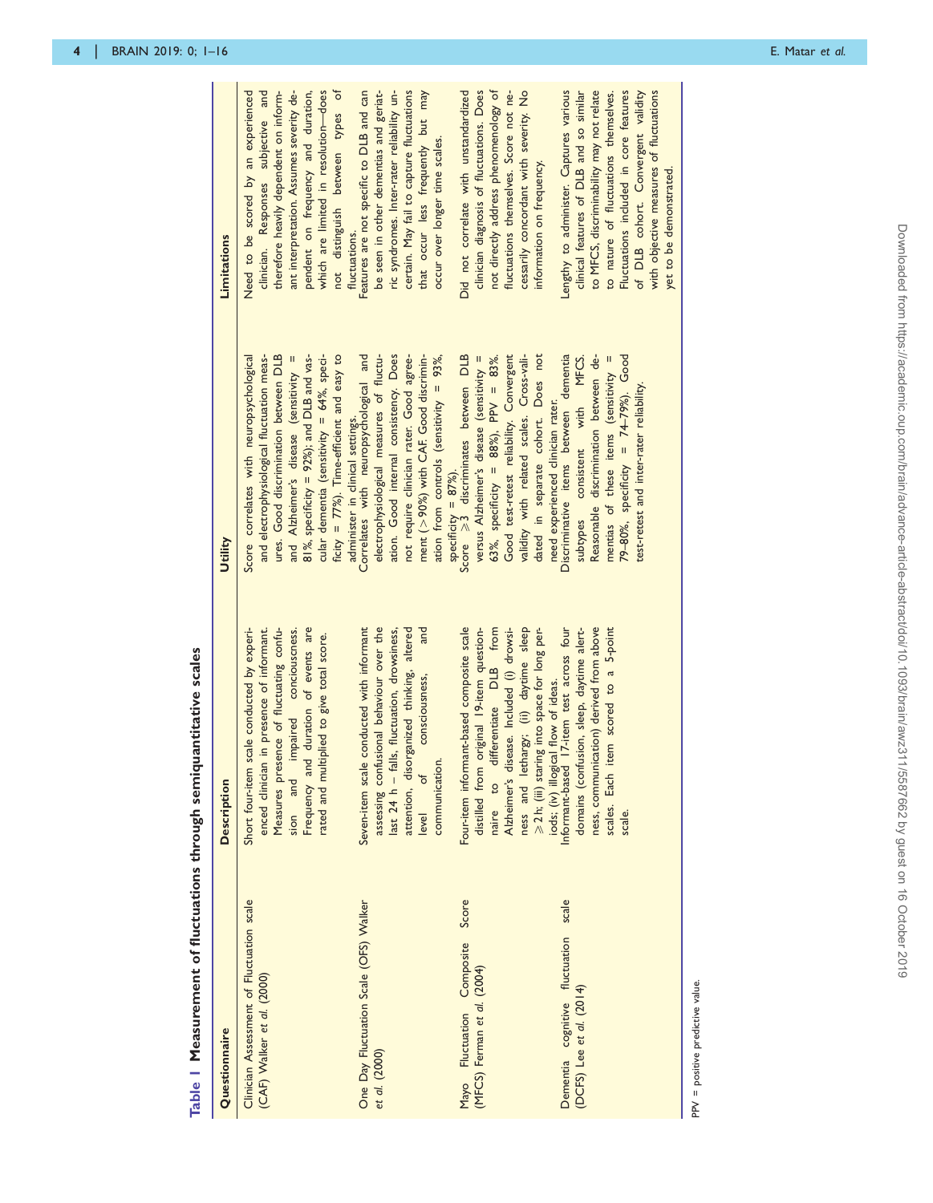**Table 1 Measurement of fluctuations through semiquantitative scales**

| Questionnaire | Description | Utility | Limitations |
|---|---|---|---|
| Clinician Assessment of Fluctuation scale (CAF) Walker *et al.* (2000) | Short four-item scale conducted by experienced clinician in presence of informant. Measures presence of fluctuating confusion and impaired conciousness. Frequency and duration of events are rated and multiplied to give total score. | Score correlates with neuropsychological and electrophysiological fluctuation measures. Good discrimination between DLB and Alzheimer's disease (sensitivity = 81%, specificity = 92%); and DLB and vascular dementia (sensitivity = 64%, specificity = 77%). Time-efficient and easy to administer in clinical settings. | Need to be scored by an experienced clinician. Responses subjective and therefore heavily dependent on informant interpretation. Assumes severity dependent on frequency and duration, which are limited in resolution—does not distinguish between types of fluctuations. |
| One Day Fluctuation Scale (OFS) Walker *et al.* (2000) | Seven-item scale conducted with informant assessing confusional behaviour over the last 24 h – falls, fluctuation, drowsiness, attention, disorganized thinking, altered level of consciousness, and communication. | Correlates with neuropsychological and electrophysiological measures of fluctuation. Good internal consistency. Does not require clinician rater. Good agreement (> 90%) with CAF. Good discrimination from controls (sensitivity = 93%, specificity = 87%). | Features are not specific to DLB and can be seen in other dementias and geriatric syndromes. Inter-rater reliability uncertain. May fail to capture fluctuations that occur less frequently but may occur over longer time scales. |
| Mayo Fluctuation Composite Score (MFCS) Ferman *et al.* (2004) | Four-item informant-based composite scale distilled from original 19-item questionnaire to differentiate DLB from Alzheimer's disease. Included (i) drowsiness and lethargy; (ii) daytime sleep ≥ 2 h; (iii) staring into space for long periods; (iv) illogical flow of ideas. | Score ≥ 3 discriminates between DLB versus Alzheimer's disease (sensitivity = 63%, specificity = 88%), PPV = 83%. Good test-retest reliability. Convergent validity with related scales. Cross-validated in separate cohort. Does not need experienced clinician rater. | Did not correlate with unstandardized clinician diagnosis of fluctuations. Does not directly address phenomenology of fluctuations themselves. Score not necessarily concordant with severity. No information on frequency. |
| Dementia cognitive fluctuation scale (DCFS) Lee *et al.* (2014) | Informant-based 17-item test across four domains (confusion, sleep, daytime alertness, communication) derived from above scales. Each item scored to a 5-point scale. | Discriminative items between dementia subtypes consistent with MFCS. Reasonable discrimination between dementias of these items (sensitivity = 79–80%, specificity = 74–79%). Good test-retest and inter-rater reliability. | Lengthy to administer. Captures various clinical features of DLB and so similar to MFCS, discriminability may not relate to nature of fluctuations themselves. Fluctuations included in core features of DLB cohort. Convergent validity with objective measures of fluctuations yet to be demonstrated. |

PPV = positive predictive value.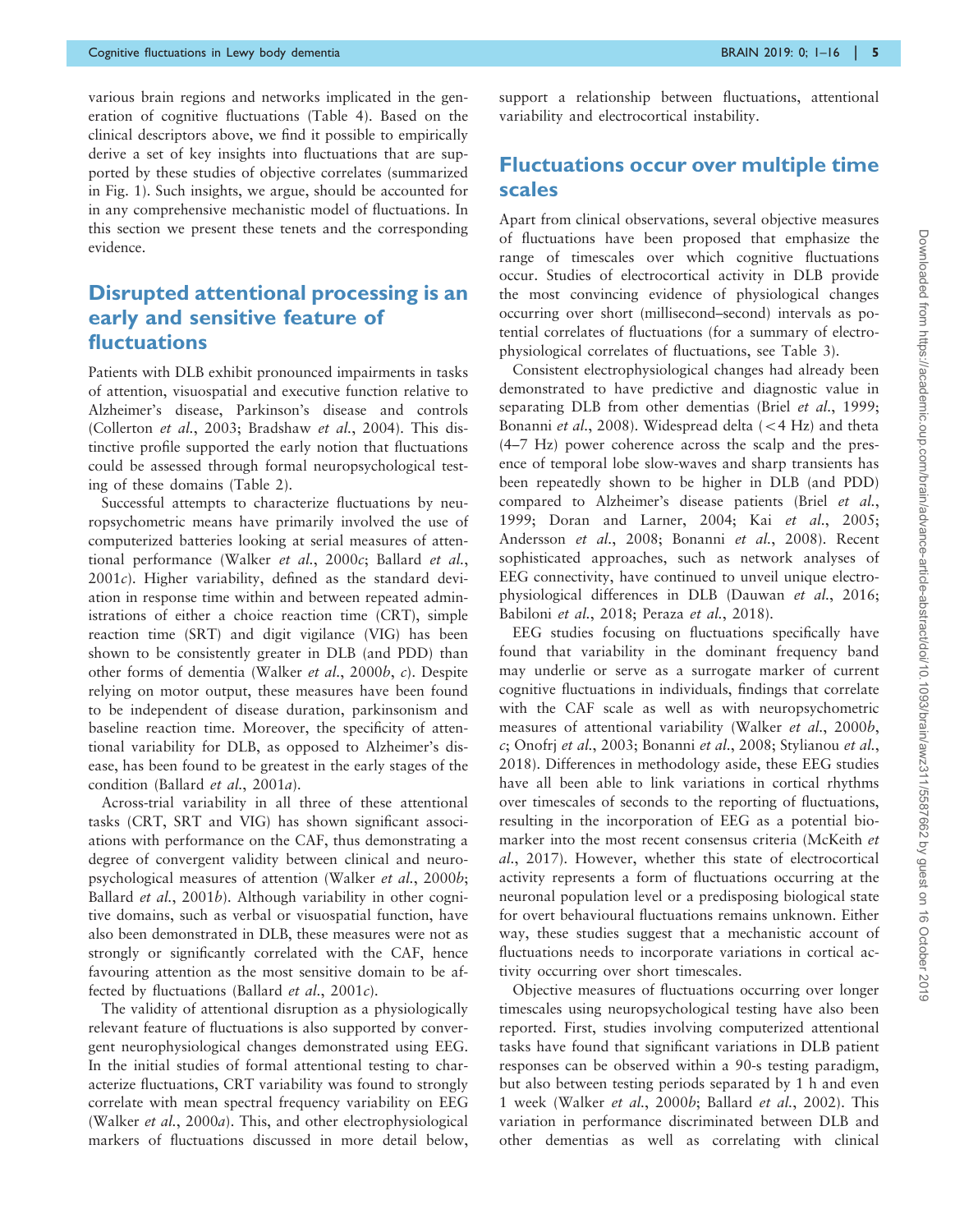various brain regions and networks implicated in the generation of cognitive fluctuations (Table 4). Based on the clinical descriptors above, we find it possible to empirically derive a set of key insights into fluctuations that are supported by these studies of objective correlates (summarized in Fig. 1). Such insights, we argue, should be accounted for in any comprehensive mechanistic model of fluctuations. In this section we present these tenets and the corresponding evidence.

## Disrupted attentional processing is an early and sensitive feature of fluctuations

Patients with DLB exhibit pronounced impairments in tasks of attention, visuospatial and executive function relative to Alzheimer's disease, Parkinson's disease and controls (Collerton *et al.*, 2003; Bradshaw *et al.*, 2004). This distinctive profile supported the early notion that fluctuations could be assessed through formal neuropsychological testing of these domains (Table 2).

Successful attempts to characterize fluctuations by neuropsychometric means have primarily involved the use of computerized batteries looking at serial measures of attentional performance (Walker *et al.*, 2000*c*; Ballard *et al.*, 2001*c*). Higher variability, defined as the standard deviation in response time within and between repeated administrations of either a choice reaction time (CRT), simple reaction time (SRT) and digit vigilance (VIG) has been shown to be consistently greater in DLB (and PDD) than other forms of dementia (Walker *et al.*, 2000*b*, *c*). Despite relying on motor output, these measures have been found to be independent of disease duration, parkinsonism and baseline reaction time. Moreover, the specificity of attentional variability for DLB, as opposed to Alzheimer's disease, has been found to be greatest in the early stages of the condition (Ballard *et al.*, 2001*a*).

Across-trial variability in all three of these attentional tasks (CRT, SRT and VIG) has shown significant associations with performance on the CAF, thus demonstrating a degree of convergent validity between clinical and neuropsychological measures of attention (Walker *et al.*, 2000*b*; Ballard *et al.*, 2001*b*). Although variability in other cognitive domains, such as verbal or visuospatial function, have also been demonstrated in DLB, these measures were not as strongly or significantly correlated with the CAF, hence favouring attention as the most sensitive domain to be affected by fluctuations (Ballard *et al.*, 2001*c*).

The validity of attentional disruption as a physiologically relevant feature of fluctuations is also supported by convergent neurophysiological changes demonstrated using EEG. In the initial studies of formal attentional testing to characterize fluctuations, CRT variability was found to strongly correlate with mean spectral frequency variability on EEG (Walker *et al.*, 2000*a*). This, and other electrophysiological markers of fluctuations discussed in more detail below, support a relationship between fluctuations, attentional variability and electrocortical instability.

## Fluctuations occur over multiple time scales

Apart from clinical observations, several objective measures of fluctuations have been proposed that emphasize the range of timescales over which cognitive fluctuations occur. Studies of electrocortical activity in DLB provide the most convincing evidence of physiological changes occurring over short (millisecond–second) intervals as potential correlates of fluctuations (for a summary of electrophysiological correlates of fluctuations, see Table 3).

Consistent electrophysiological changes had already been demonstrated to have predictive and diagnostic value in separating DLB from other dementias (Briel *et al.*, 1999; Bonanni *et al.*, 2008). Widespread delta (<4 Hz) and theta (4–7 Hz) power coherence across the scalp and the presence of temporal lobe slow-waves and sharp transients has been repeatedly shown to be higher in DLB (and PDD) compared to Alzheimer's disease patients (Briel *et al.*, 1999; Doran and Larner, 2004; Kai *et al.*, 2005; Andersson *et al.*, 2008; Bonanni *et al.*, 2008). Recent sophisticated approaches, such as network analyses of EEG connectivity, have continued to unveil unique electrophysiological differences in DLB (Dauwan *et al.*, 2016; Babiloni *et al.*, 2018; Peraza *et al.*, 2018).

EEG studies focusing on fluctuations specifically have found that variability in the dominant frequency band may underlie or serve as a surrogate marker of current cognitive fluctuations in individuals, findings that correlate with the CAF scale as well as with neuropsychometric measures of attentional variability (Walker *et al.*, 2000*b*, *c*; Onofrj *et al.*, 2003; Bonanni *et al.*, 2008; Stylianou *et al.*, 2018). Differences in methodology aside, these EEG studies have all been able to link variations in cortical rhythms over timescales of seconds to the reporting of fluctuations, resulting in the incorporation of EEG as a potential biomarker into the most recent consensus criteria (McKeith *et al.*, 2017). However, whether this state of electrocortical activity represents a form of fluctuations occurring at the neuronal population level or a predisposing biological state for overt behavioural fluctuations remains unknown. Either way, these studies suggest that a mechanistic account of fluctuations needs to incorporate variations in cortical activity occurring over short timescales.

Objective measures of fluctuations occurring over longer timescales using neuropsychological testing have also been reported. First, studies involving computerized attentional tasks have found that significant variations in DLB patient responses can be observed within a 90-s testing paradigm, but also between testing periods separated by 1 h and even 1 week (Walker *et al.*, 2000*b*; Ballard *et al.*, 2002). This variation in performance discriminated between DLB and other dementias as well as correlating with clinical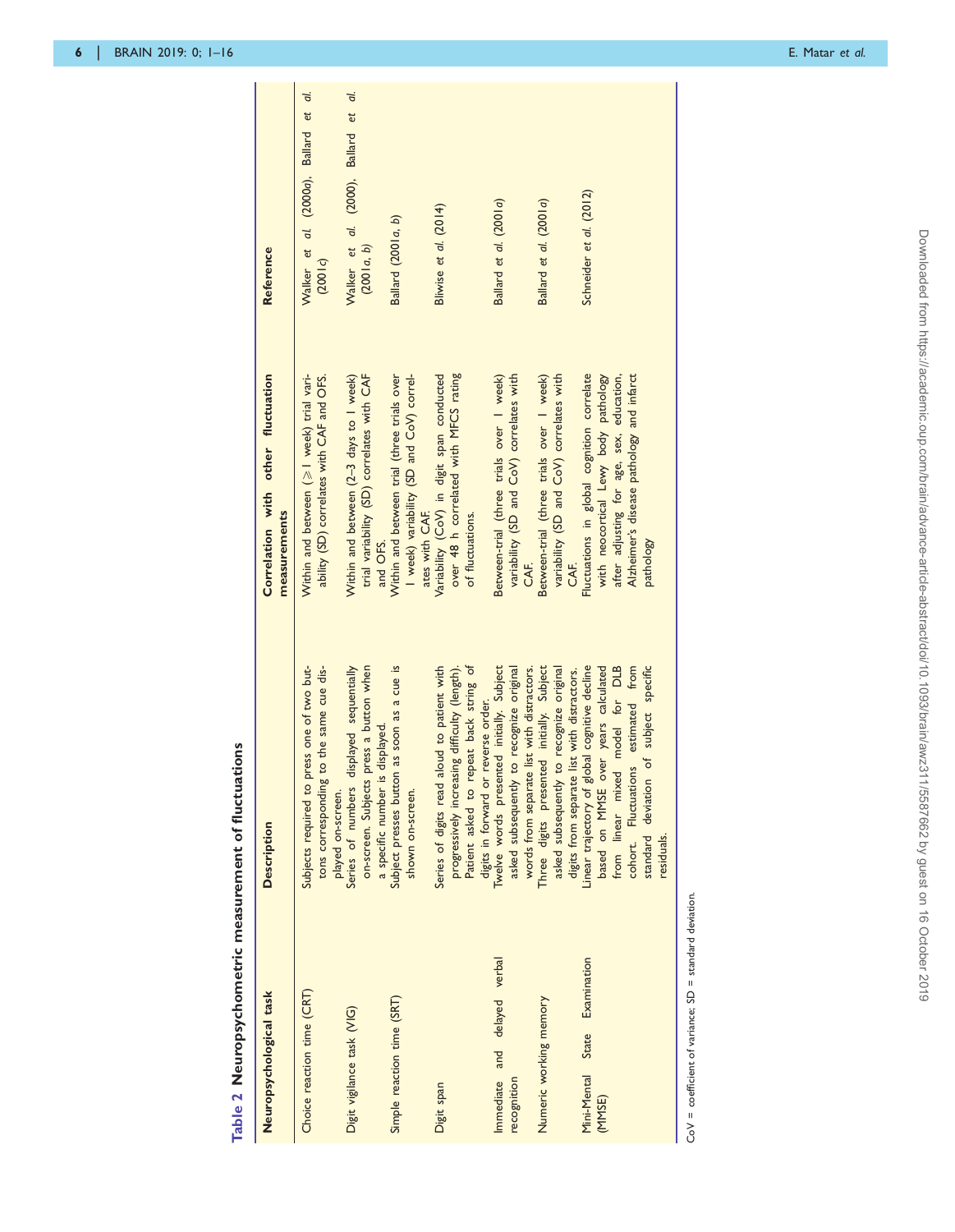**Table 2 Neuropsychometric measurement of fluctuations**

| Neuropsychological task | Description | Correlation with other fluctuation measurements | Reference |
|---|---|---|---|
| Choice reaction time (CRT) | Subjects required to press one of two buttons corresponding to the same cue displayed on-screen. | Within and between (≥1 week) trial variability (SD) correlates with CAF and OFS. | Walker *et al.* (2000*a*), Ballard *et al.* (2001*c*) |
| Digit vigilance task (VIG) | Series of numbers displayed sequentially on-screen. Subjects press a button when a specific number is displayed. | Within and between (2–3 days to 1 week) trial variability (SD) correlates with CAF and OFS. | Walker *et al.* (2000), Ballard *et al.* (2001*a*, *b*) |
| Simple reaction time (SRT) | Subject presses button as soon as a cue is shown on-screen. | Within and between trial (three trials over 1 week) variability (SD and CoV) correlates with CAF. | Ballard (2001*a*, *b*) |
| Digit span | Series of digits read aloud to patient with progressively increasing difficulty (length). Patient asked to repeat back string of digits in forward or reverse order. | Variability (CoV) in digit span conducted over 48 h correlated with MFCS rating of fluctuations. | Bliwise *et al.* (2014) |
| Immediate and delayed verbal recognition | Twelve words presented initially. Subject asked subsequently to recognize original words from separate list with distractors. | Between-trial (three trials over 1 week) variability (SD and CoV) correlates with CAF. | Ballard *et al.* (2001*a*) |
| Numeric working memory | Three digits presented initially. Subject asked subsequently to recognize original digits from separate list with distractors. | Between-trial (three trials over 1 week) variability (SD and CoV) correlates with CAF. | Ballard *et al.* (2001*a*) |
| Mini-Mental State Examination (MMSE) | Linear trajectory of global cognitive decline based on MMSE over years calculated from linear mixed model for DLB cohort. Fluctuations estimated from standard deviation of subject specific residuals. | Fluctuations in global cognition correlate with neocortical Lewy body pathology after adjusting for age, sex, education, Alzheimer's disease pathology and infarct pathology | Schneider *et al.* (2012) |

CoV = coefficient of variance; SD = standard deviation.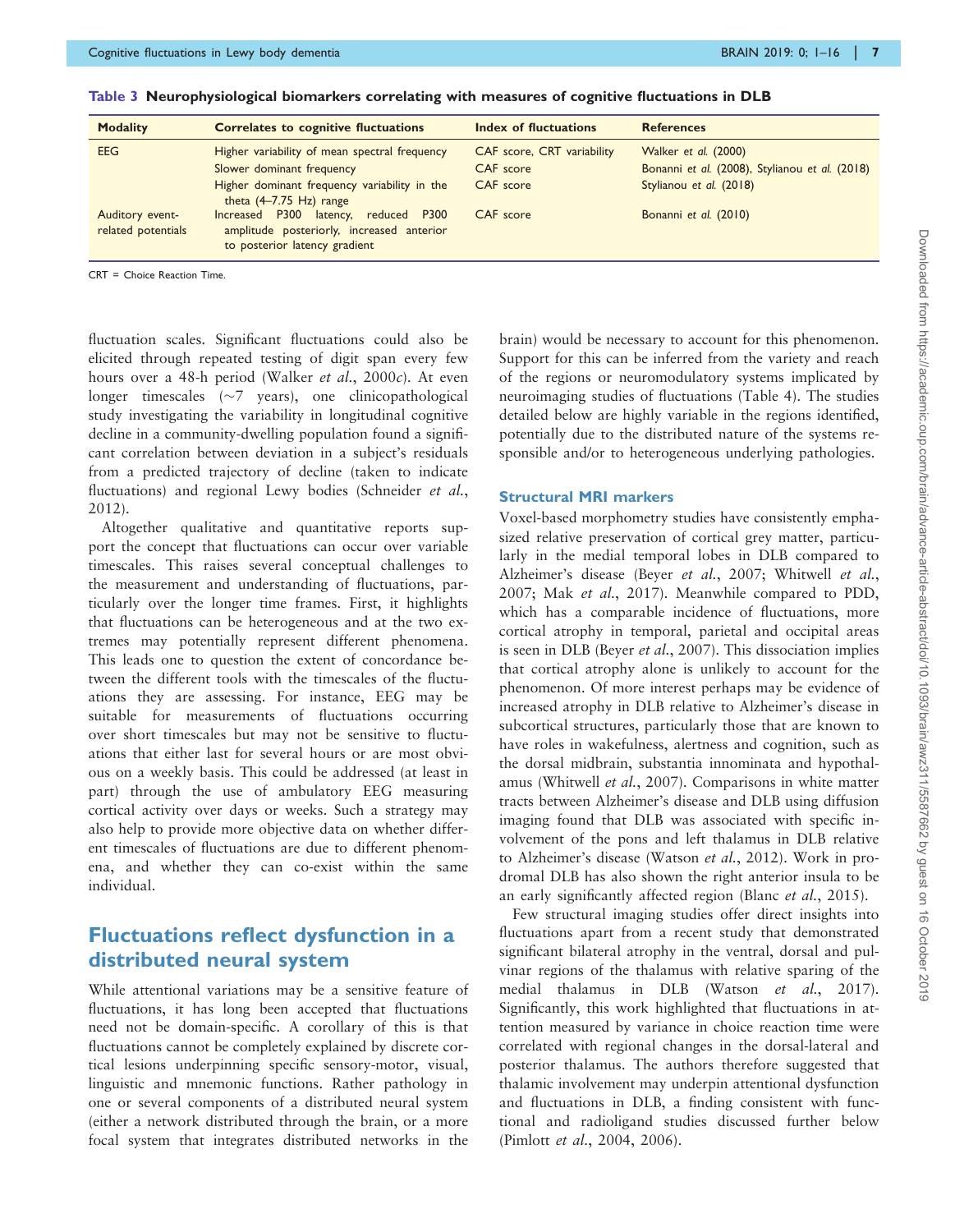**Table 3 Neurophysiological biomarkers correlating with measures of cognitive fluctuations in DLB**

| Modality | Correlates to cognitive fluctuations | Index of fluctuations | References |
|---|---|---|---|
| EEG | Higher variability of mean spectral frequency | CAF score, CRT variability | Walker *et al.* (2000) |
| | Slower dominant frequency | CAF score | Bonanni *et al.* (2008), Stylianou *et al.* (2018) |
| | Higher dominant frequency variability in the theta (4–7.75 Hz) range | CAF score | Stylianou *et al.* (2018) |
| Auditory event-related potentials | Increased P300 latency, reduced P300 amplitude posteriorly, increased anterior to posterior latency gradient | CAF score | Bonanni *et al.* (2010) |

CRT = Choice Reaction Time.

fluctuation scales. Significant fluctuations could also be elicited through repeated testing of digit span every few hours over a 48-h period (Walker *et al.*, 2000*c*). At even longer timescales (~7 years), one clinicopathological study investigating the variability in longitudinal cognitive decline in a community-dwelling population found a significant correlation between deviation in a subject's residuals from a predicted trajectory of decline (taken to indicate fluctuations) and regional Lewy bodies (Schneider *et al.*, 2012).

Altogether qualitative and quantitative reports support the concept that fluctuations can occur over variable timescales. This raises several conceptual challenges to the measurement and understanding of fluctuations, particularly over the longer time frames. First, it highlights that fluctuations can be heterogeneous and at the two extremes may potentially represent different phenomena. This leads one to question the extent of concordance between the different tools with the timescales of the fluctuations they are assessing. For instance, EEG may be suitable for measurements of fluctuations occurring over short timescales but may not be sensitive to fluctuations that either last for several hours or are most obvious on a weekly basis. This could be addressed (at least in part) through the use of ambulatory EEG measuring cortical activity over days or weeks. Such a strategy may also help to provide more objective data on whether different timescales of fluctuations are due to different phenomena, and whether they can co-exist within the same individual.

## Fluctuations reflect dysfunction in a distributed neural system

While attentional variations may be a sensitive feature of fluctuations, it has long been accepted that fluctuations need not be domain-specific. A corollary of this is that fluctuations cannot be completely explained by discrete cortical lesions underpinning specific sensory-motor, visual, linguistic and mnemonic functions. Rather pathology in one or several components of a distributed neural system (either a network distributed through the brain, or a more focal system that integrates distributed networks in the brain) would be necessary to account for this phenomenon. Support for this can be inferred from the variety and reach of the regions or neuromodulatory systems implicated by neuroimaging studies of fluctuations (Table 4). The studies detailed below are highly variable in the regions identified, potentially due to the distributed nature of the systems responsible and/or to heterogeneous underlying pathologies.

### Structural MRI markers

Voxel-based morphometry studies have consistently emphasized relative preservation of cortical grey matter, particularly in the medial temporal lobes in DLB compared to Alzheimer's disease (Beyer *et al.*, 2007; Whitwell *et al.*, 2007; Mak *et al.*, 2017). Meanwhile compared to PDD, which has a comparable incidence of fluctuations, more cortical atrophy in temporal, parietal and occipital areas is seen in DLB (Beyer *et al.*, 2007). This dissociation implies that cortical atrophy alone is unlikely to account for the phenomenon. Of more interest perhaps may be evidence of increased atrophy in DLB relative to Alzheimer's disease in subcortical structures, particularly those that are known to have roles in wakefulness, alertness and cognition, such as the dorsal midbrain, substantia innominata and hypothalamus (Whitwell *et al.*, 2007). Comparisons in white matter tracts between Alzheimer's disease and DLB using diffusion imaging found that DLB was associated with specific involvement of the pons and left thalamus in DLB relative to Alzheimer's disease (Watson *et al.*, 2012). Work in prodromal DLB has also shown the right anterior insula to be an early significantly affected region (Blanc *et al.*, 2015).

Few structural imaging studies offer direct insights into fluctuations apart from a recent study that demonstrated significant bilateral atrophy in the ventral, dorsal and pulvinar regions of the thalamus with relative sparing of the medial thalamus in DLB (Watson *et al.*, 2017). Significantly, this work highlighted that fluctuations in attention measured by variance in choice reaction time were correlated with regional changes in the dorsal-lateral and posterior thalamus. The authors therefore suggested that thalamic involvement may underpin attentional dysfunction and fluctuations in DLB, a finding consistent with functional and radioligand studies discussed further below (Pimlott *et al.*, 2004, 2006).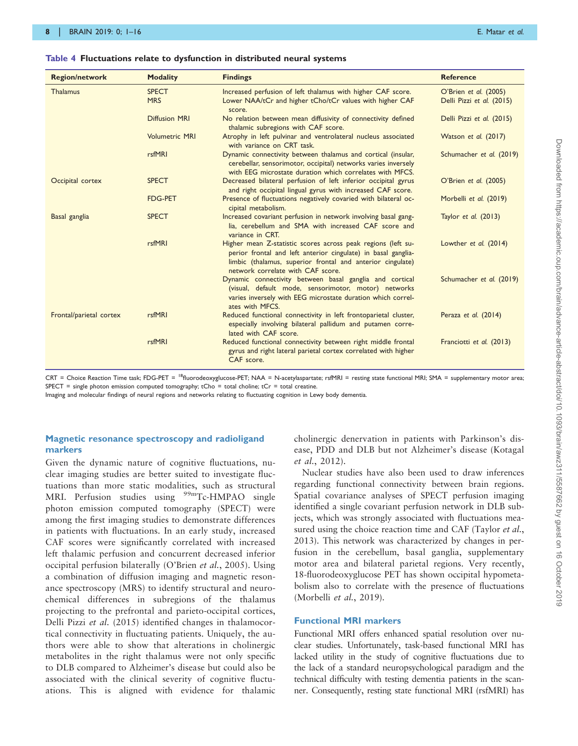**Table 4 Fluctuations relate to dysfunction in distributed neural systems**

| Region/network | Modality | Findings | Reference |
|---|---|---|---|
| Thalamus | SPECT | Increased perfusion of left thalamus with higher CAF score. | O'Brien *et al.* (2005) |
| | MRS | Lower NAA/tCr and higher tCho/tCr values with higher CAF score. | Delli Pizzi *et al.* (2015) |
| | Diffusion MRI | No relation between mean diffusivity of connectivity defined thalamic subregions with CAF score. | Delli Pizzi *et al.* (2015) |
| | Volumetric MRI | Atrophy in left pulvinar and ventrolateral nucleus associated with variance on CRT task. | Watson *et al.* (2017) |
| | rsfMRI | Dynamic connectivity between thalamus and cortical (insular, cerebellar, sensorimotor, occipital) networks varies inversely with EEG microstate duration which correlates with MFCS. | Schumacher *et al.* (2019) |
| Occipital cortex | SPECT | Decreased bilateral perfusion of left inferior occipital gyrus and right occipital lingual gyrus with increased CAF score. | O'Brien *et al.* (2005) |
| | FDG-PET | Presence of fluctuations negatively covaried with bilateral occipital metabolism. | Morbelli *et al.* (2019) |
| Basal ganglia | SPECT | Increased covariant perfusion in network involving basal ganglia, cerebellum and SMA with increased CAF score and variance in CRT. | Taylor *et al.* (2013) |
| | rsfMRI | Higher mean Z-statistic scores across peak regions (left superior frontal and left anterior cingulate) in basal ganglia-limbic (thalamus, superior frontal and anterior cingulate) network correlate with CAF score. | Lowther *et al.* (2014) |
| | | Dynamic connectivity between basal ganglia and cortical (visual, default mode, sensorimotor, motor) networks varies inversely with EEG microstate duration which correlates with MFCS. | Schumacher *et al.* (2019) |
| Frontal/parietal cortex | rsfMRI | Reduced functional connectivity in left frontoparietal cluster, especially involving bilateral pallidum and putamen correlated with CAF score. | Peraza *et al.* (2014) |
| | rsfMRI | Reduced functional connectivity between right middle frontal gyrus and right lateral parietal cortex correlated with higher CAF score. | Franciotti *et al.* (2013) |

CRT = Choice Reaction Time task; FDG-PET = [18]fluorodeoxyglucose-PET; NAA = N-acetylaspartate; rsfMRI = resting state functional MRI; SMA = supplementary motor area; SPECT = single photon emission computed tomography; tCho = total choline; tCr = total creatine.
Imaging and molecular findings of neural regions and networks relating to fluctuating cognition in Lewy body dementia.

### Magnetic resonance spectroscopy and radioligand markers

Given the dynamic nature of cognitive fluctuations, nuclear imaging studies are better suited to investigate fluctuations than more static modalities, such as structural MRI. Perfusion studies using $^{99m}$Tc-HMPAO single photon emission computed tomography (SPECT) were among the first imaging studies to demonstrate differences in patients with fluctuations. In an early study, increased CAF scores were significantly correlated with increased left thalamic perfusion and concurrent decreased inferior occipital perfusion bilaterally (O'Brien *et al.*, 2005). Using a combination of diffusion imaging and magnetic resonance spectroscopy (MRS) to identify structural and neurochemical differences in subregions of the thalamus projecting to the prefrontal and parieto-occipital cortices, Delli Pizzi *et al.* (2015) identified changes in thalamocortical connectivity in fluctuating patients. Uniquely, the authors were able to show that alterations in cholinergic metabolites in the right thalamus were not only specific to DLB compared to Alzheimer's disease but could also be associated with the clinical severity of cognitive fluctuations. This is aligned with evidence for thalamic cholinergic denervation in patients with Parkinson's disease, PDD and DLB but not Alzheimer's disease (Kotagal *et al.*, 2012).

Nuclear studies have also been used to draw inferences regarding functional connectivity between brain regions. Spatial covariance analyses of SPECT perfusion imaging identified a single covariant perfusion network in DLB subjects, which was strongly associated with fluctuations measured using the choice reaction time and CAF (Taylor *et al.*, 2013). This network was characterized by changes in perfusion in the cerebellum, basal ganglia, supplementary motor area and bilateral parietal regions. Very recently, 18-fluorodeoxyglucose PET has shown occipital hypometabolism also to correlate with the presence of fluctuations (Morbelli *et al.*, 2019).

### Functional MRI markers

Functional MRI offers enhanced spatial resolution over nuclear studies. Unfortunately, task-based functional MRI has lacked utility in the study of cognitive fluctuations due to the lack of a standard neuropsychological paradigm and the technical difficulty with testing dementia patients in the scanner. Consequently, resting state functional MRI (rsfMRI) has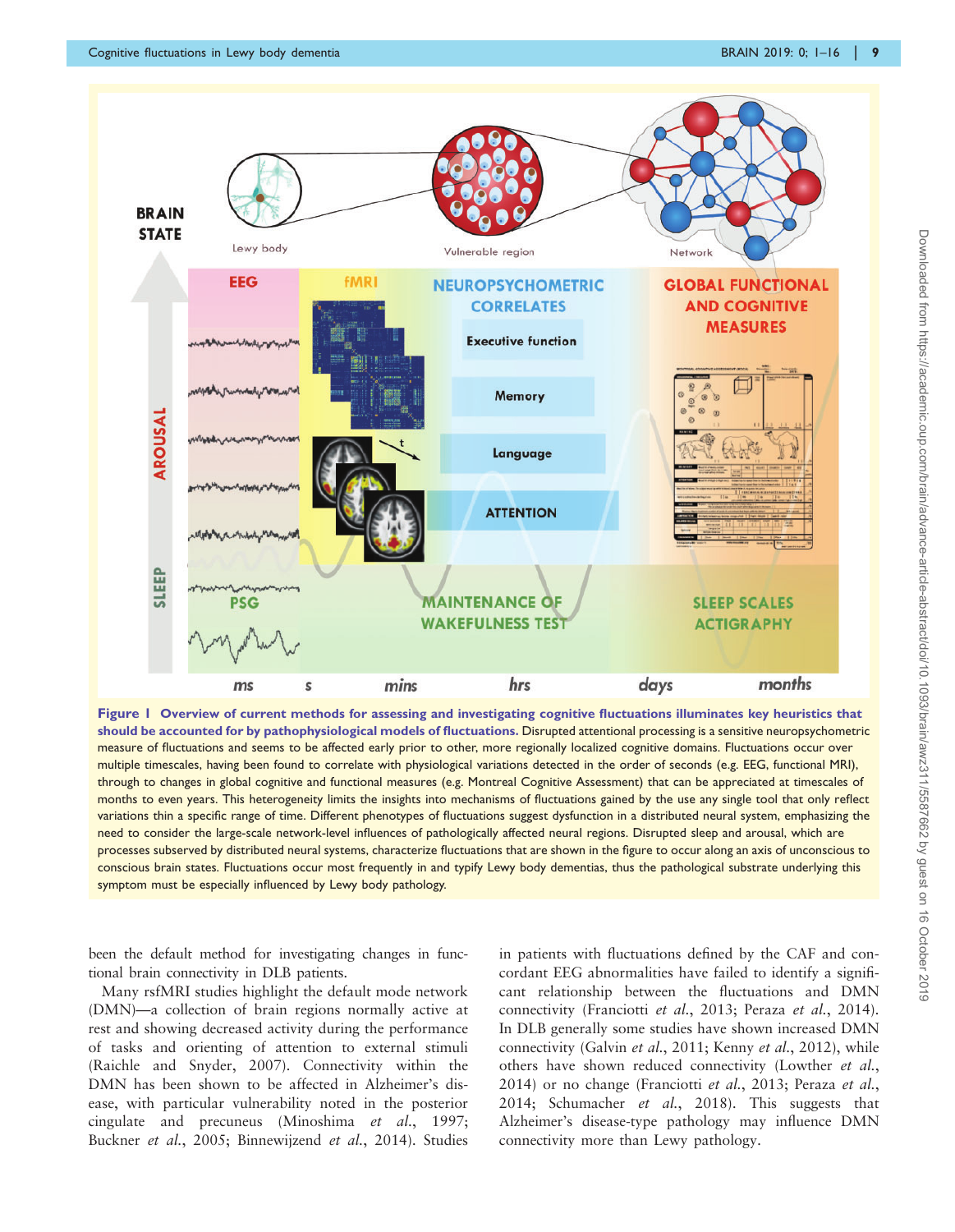**Figure 1 Overview of current methods for assessing and investigating cognitive fluctuations illuminates key heuristics that should be accounted for by pathophysiological models of fluctuations.** Disrupted attentional processing is a sensitive neuropsychometric measure of fluctuations and seems to be affected early prior to other, more regionally localized cognitive domains. Fluctuations occur over multiple timescales, having been found to correlate with physiological variations detected in the order of seconds (e.g. EEG, functional MRI), through to changes in global cognitive and functional measures (e.g. Montreal Cognitive Assessment) that can be appreciated at timescales of months to even years. This heterogeneity limits the insights into mechanisms of fluctuations gained by the use any single tool that only reflect variations thin a specific range of time. Different phenotypes of fluctuations suggest dysfunction in a distributed neural system, emphasizing the need to consider the large-scale network-level influences of pathologically affected neural regions. Disrupted sleep and arousal, which are processes subserved by distributed neural systems, characterize fluctuations that are shown in the figure to occur along an axis of unconscious to conscious brain states. Fluctuations occur most frequently in and typify Lewy body dementias, thus the pathological substrate underlying this symptom must be especially influenced by Lewy body pathology.

been the default method for investigating changes in functional brain connectivity in DLB patients.

Many rsfMRI studies highlight the default mode network (DMN)—a collection of brain regions normally active at rest and showing decreased activity during the performance of tasks and orienting of attention to external stimuli (Raichle and Snyder, 2007). Connectivity within the DMN has been shown to be affected in Alzheimer's disease, with particular vulnerability noted in the posterior cingulate and precuneus (Minoshima *et al.*, 1997; Buckner *et al.*, 2005; Binnewijzend *et al.*, 2014). Studies in patients with fluctuations defined by the CAF and concordant EEG abnormalities have failed to identify a significant relationship between the fluctuations and DMN connectivity (Franciotti *et al.*, 2013; Peraza *et al.*, 2014). In DLB generally some studies have shown increased DMN connectivity (Galvin *et al.*, 2011; Kenny *et al.*, 2012), while others have shown reduced connectivity (Lowther *et al.*, 2014) or no change (Franciotti *et al.*, 2013; Peraza *et al.*, 2014; Schumacher *et al.*, 2018). This suggests that Alzheimer's disease-type pathology may influence DMN connectivity more than Lewy pathology.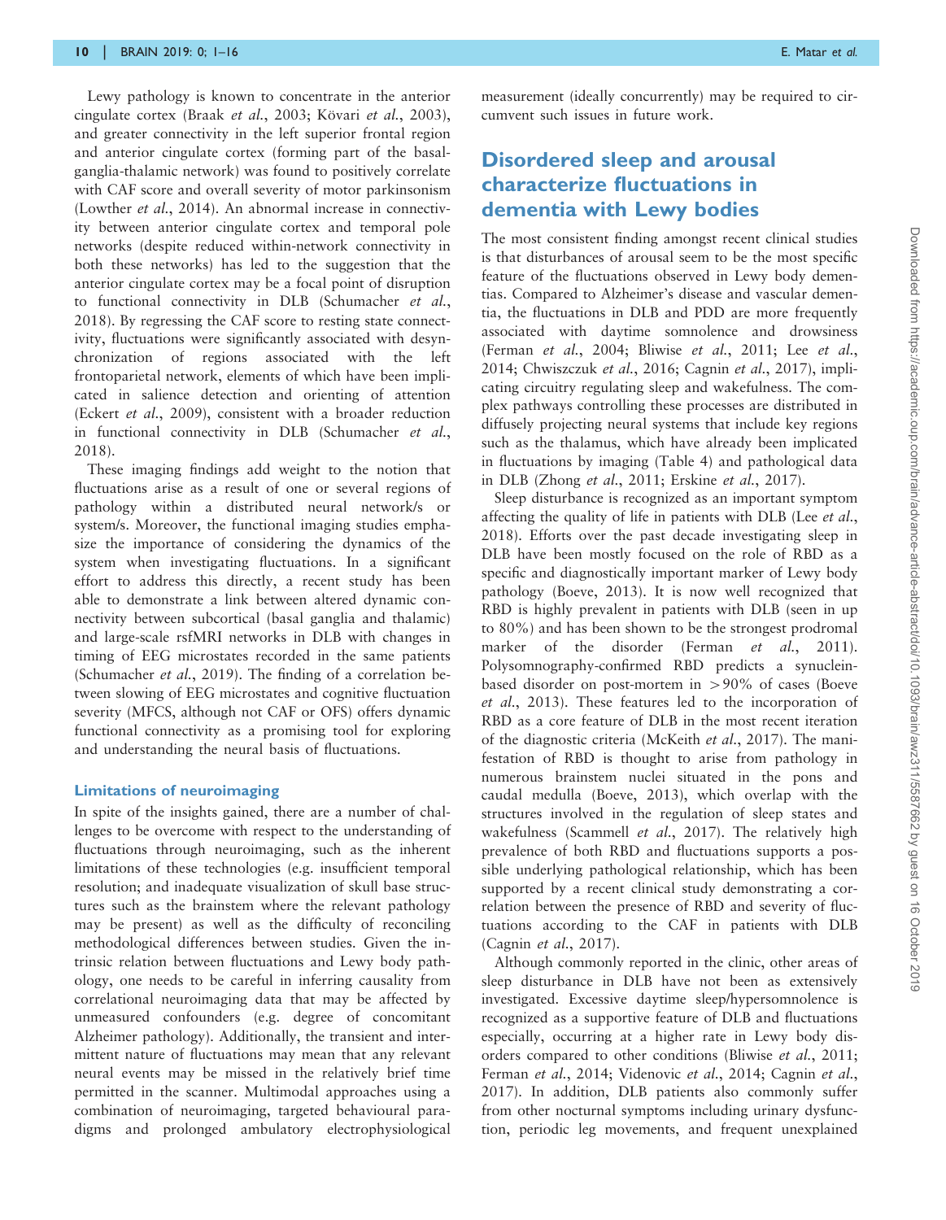Lewy pathology is known to concentrate in the anterior cingulate cortex (Braak *et al.*, 2003; Kövari *et al.*, 2003), and greater connectivity in the left superior frontal region and anterior cingulate cortex (forming part of the basal-ganglia-thalamic network) was found to positively correlate with CAF score and overall severity of motor parkinsonism (Lowther *et al.*, 2014). An abnormal increase in connectivity between anterior cingulate cortex and temporal pole networks (despite reduced within-network connectivity in both these networks) has led to the suggestion that the anterior cingulate cortex may be a focal point of disruption to functional connectivity in DLB (Schumacher *et al.*, 2018). By regressing the CAF score to resting state connectivity, fluctuations were significantly associated with desynchronization of regions associated with the left frontoparietal network, elements of which have been implicated in salience detection and orienting of attention (Eckert *et al.*, 2009), consistent with a broader reduction in functional connectivity in DLB (Schumacher *et al.*, 2018).

These imaging findings add weight to the notion that fluctuations arise as a result of one or several regions of pathology within a distributed neural network/s or system/s. Moreover, the functional imaging studies emphasize the importance of considering the dynamics of the system when investigating fluctuations. In a significant effort to address this directly, a recent study has been able to demonstrate a link between altered dynamic connectivity between subcortical (basal ganglia and thalamic) and large-scale rsfMRI networks in DLB with changes in timing of EEG microstates recorded in the same patients (Schumacher *et al.*, 2019). The finding of a correlation between slowing of EEG microstates and cognitive fluctuation severity (MFCS, although not CAF or OFS) offers dynamic functional connectivity as a promising tool for exploring and understanding the neural basis of fluctuations.

### Limitations of neuroimaging

In spite of the insights gained, there are a number of challenges to be overcome with respect to the understanding of fluctuations through neuroimaging, such as the inherent limitations of these technologies (e.g. insufficient temporal resolution; and inadequate visualization of skull base structures such as the brainstem where the relevant pathology may be present) as well as the difficulty of reconciling methodological differences between studies. Given the intrinsic relation between fluctuations and Lewy body pathology, one needs to be careful in inferring causality from correlational neuroimaging data that may be affected by unmeasured confounders (e.g. degree of concomitant Alzheimer pathology). Additionally, the transient and intermittent nature of fluctuations may mean that any relevant neural events may be missed in the relatively brief time permitted in the scanner. Multimodal approaches using a combination of neuroimaging, targeted behavioural paradigms and prolonged ambulatory electrophysiological measurement (ideally concurrently) may be required to circumvent such issues in future work.

## Disordered sleep and arousal characterize fluctuations in dementia with Lewy bodies

The most consistent finding amongst recent clinical studies is that disturbances of arousal seem to be the most specific feature of the fluctuations observed in Lewy body dementias. Compared to Alzheimer's disease and vascular dementia, the fluctuations in DLB and PDD are more frequently associated with daytime somnolence and drowsiness (Ferman *et al.*, 2004; Bliwise *et al.*, 2011; Lee *et al.*, 2014; Chwiszczuk *et al.*, 2016; Cagnin *et al.*, 2017), implicating circuitry regulating sleep and wakefulness. The complex pathways controlling these processes are distributed in diffusely projecting neural systems that include key regions such as the thalamus, which have already been implicated in fluctuations by imaging (Table 4) and pathological data in DLB (Zhong *et al.*, 2011; Erskine *et al.*, 2017).

Sleep disturbance is recognized as an important symptom affecting the quality of life in patients with DLB (Lee *et al.*, 2018). Efforts over the past decade investigating sleep in DLB have been mostly focused on the role of RBD as a specific and diagnostically important marker of Lewy body pathology (Boeve, 2013). It is now well recognized that RBD is highly prevalent in patients with DLB (seen in up to 80%) and has been shown to be the strongest prodromal marker of the disorder (Ferman *et al.*, 2011). Polysomnography-confirmed RBD predicts a synuclein-based disorder on post-mortem in >90% of cases (Boeve *et al.*, 2013). These features led to the incorporation of RBD as a core feature of DLB in the most recent iteration of the diagnostic criteria (McKeith *et al.*, 2017). The manifestation of RBD is thought to arise from pathology in numerous brainstem nuclei situated in the pons and caudal medulla (Boeve, 2013), which overlap with the structures involved in the regulation of sleep states and wakefulness (Scammell *et al.*, 2017). The relatively high prevalence of both RBD and fluctuations supports a possible underlying pathological relationship, which has been supported by a recent clinical study demonstrating a correlation between the presence of RBD and severity of fluctuations according to the CAF in patients with DLB (Cagnin *et al.*, 2017).

Although commonly reported in the clinic, other areas of sleep disturbance in DLB have not been as extensively investigated. Excessive daytime sleep/hypersomnolence is recognized as a supportive feature of DLB and fluctuations especially, occurring at a higher rate in Lewy body disorders compared to other conditions (Bliwise *et al.*, 2011; Ferman *et al.*, 2014; Videnovic *et al.*, 2014; Cagnin *et al.*, 2017). In addition, DLB patients also commonly suffer from other nocturnal symptoms including urinary dysfunction, periodic leg movements, and frequent unexplained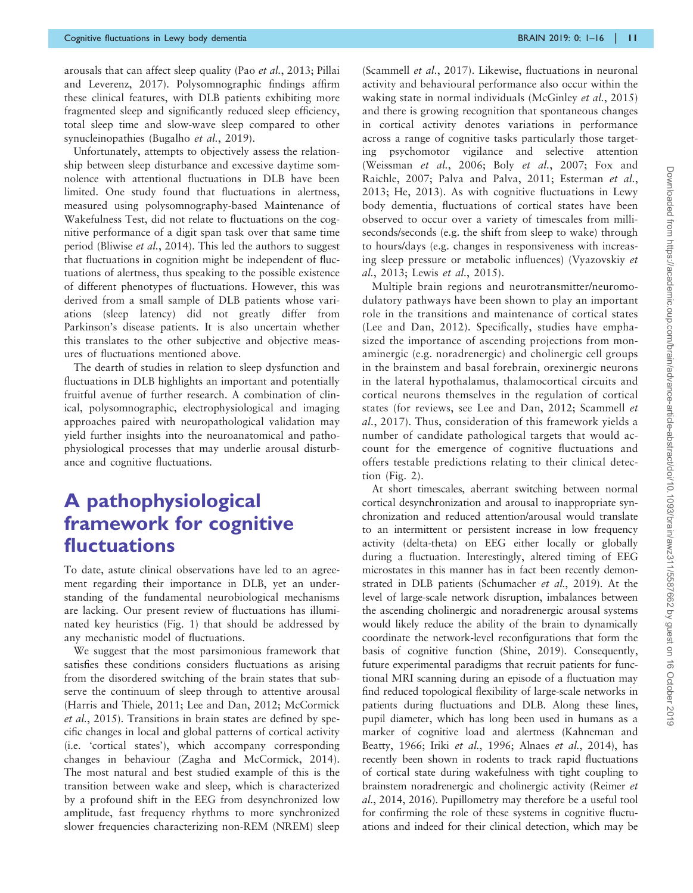arousals that can affect sleep quality (Pao *et al.*, 2013; Pillai and Leverenz, 2017). Polysomnographic findings affirm these clinical features, with DLB patients exhibiting more fragmented sleep and significantly reduced sleep efficiency, total sleep time and slow-wave sleep compared to other synucleinopathies (Bugalho *et al.*, 2019).

Unfortunately, attempts to objectively assess the relationship between sleep disturbance and excessive daytime somnolence with attentional fluctuations in DLB have been limited. One study found that fluctuations in alertness, measured using polysomnography-based Maintenance of Wakefulness Test, did not relate to fluctuations on the cognitive performance of a digit span task over that same time period (Bliwise *et al.*, 2014). This led the authors to suggest that fluctuations in cognition might be independent of fluctuations of alertness, thus speaking to the possible existence of different phenotypes of fluctuations. However, this was derived from a small sample of DLB patients whose variations (sleep latency) did not greatly differ from Parkinson's disease patients. It is also uncertain whether this translates to the other subjective and objective measures of fluctuations mentioned above.

The dearth of studies in relation to sleep dysfunction and fluctuations in DLB highlights an important and potentially fruitful avenue of further research. A combination of clinical, polysomnographic, electrophysiological and imaging approaches paired with neuropathological validation may yield further insights into the neuroanatomical and pathophysiological processes that may underlie arousal disturbance and cognitive fluctuations.

# A pathophysiological framework for cognitive fluctuations

To date, astute clinical observations have led to an agreement regarding their importance in DLB, yet an understanding of the fundamental neurobiological mechanisms are lacking. Our present review of fluctuations has illuminated key heuristics (Fig. 1) that should be addressed by any mechanistic model of fluctuations.

We suggest that the most parsimonious framework that satisfies these conditions considers fluctuations as arising from the disordered switching of the brain states that subserve the continuum of sleep through to attentive arousal (Harris and Thiele, 2011; Lee and Dan, 2012; McCormick *et al.*, 2015). Transitions in brain states are defined by specific changes in local and global patterns of cortical activity (i.e. 'cortical states'), which accompany corresponding changes in behaviour (Zagha and McCormick, 2014). The most natural and best studied example of this is the transition between wake and sleep, which is characterized by a profound shift in the EEG from desynchronized low amplitude, fast frequency rhythms to more synchronized slower frequencies characterizing non-REM (NREM) sleep (Scammell *et al.*, 2017). Likewise, fluctuations in neuronal activity and behavioural performance also occur within the waking state in normal individuals (McGinley *et al.*, 2015) and there is growing recognition that spontaneous changes in cortical activity denotes variations in performance across a range of cognitive tasks particularly those targeting psychomotor vigilance and selective attention (Weissman *et al.*, 2006; Boly *et al.*, 2007; Fox and Raichle, 2007; Palva and Palva, 2011; Esterman *et al.*, 2013; He, 2013). As with cognitive fluctuations in Lewy body dementia, fluctuations of cortical states have been observed to occur over a variety of timescales from milliseconds/seconds (e.g. the shift from sleep to wake) through to hours/days (e.g. changes in responsiveness with increasing sleep pressure or metabolic influences) (Vyazovskiy *et al.*, 2013; Lewis *et al.*, 2015).

Multiple brain regions and neurotransmitter/neuromodulatory pathways have been shown to play an important role in the transitions and maintenance of cortical states (Lee and Dan, 2012). Specifically, studies have emphasized the importance of ascending projections from monaminergic (e.g. noradrenergic) and cholinergic cell groups in the brainstem and basal forebrain, orexinergic neurons in the lateral hypothalamus, thalamocortical circuits and cortical neurons themselves in the regulation of cortical states (for reviews, see Lee and Dan, 2012; Scammell *et al.*, 2017). Thus, consideration of this framework yields a number of candidate pathological targets that would account for the emergence of cognitive fluctuations and offers testable predictions relating to their clinical detection (Fig. 2).

At short timescales, aberrant switching between normal cortical desynchronization and arousal to inappropriate synchronization and reduced attention/arousal would translate to an intermittent or persistent increase in low frequency activity (delta-theta) on EEG either locally or globally during a fluctuation. Interestingly, altered timing of EEG microstates in this manner has in fact been recently demonstrated in DLB patients (Schumacher *et al.*, 2019). At the level of large-scale network disruption, imbalances between the ascending cholinergic and noradrenergic arousal systems would likely reduce the ability of the brain to dynamically coordinate the network-level reconfigurations that form the basis of cognitive function (Shine, 2019). Consequently, future experimental paradigms that recruit patients for functional MRI scanning during an episode of a fluctuation may find reduced topological flexibility of large-scale networks in patients during fluctuations and DLB. Along these lines, pupil diameter, which has long been used in humans as a marker of cognitive load and alertness (Kahneman and Beatty, 1966; Iriki *et al.*, 1996; Alnaes *et al.*, 2014), has recently been shown in rodents to track rapid fluctuations of cortical state during wakefulness with tight coupling to brainstem noradrenergic and cholinergic activity (Reimer *et al.*, 2014, 2016). Pupillometry may therefore be a useful tool for confirming the role of these systems in cognitive fluctuations and indeed for their clinical detection, which may be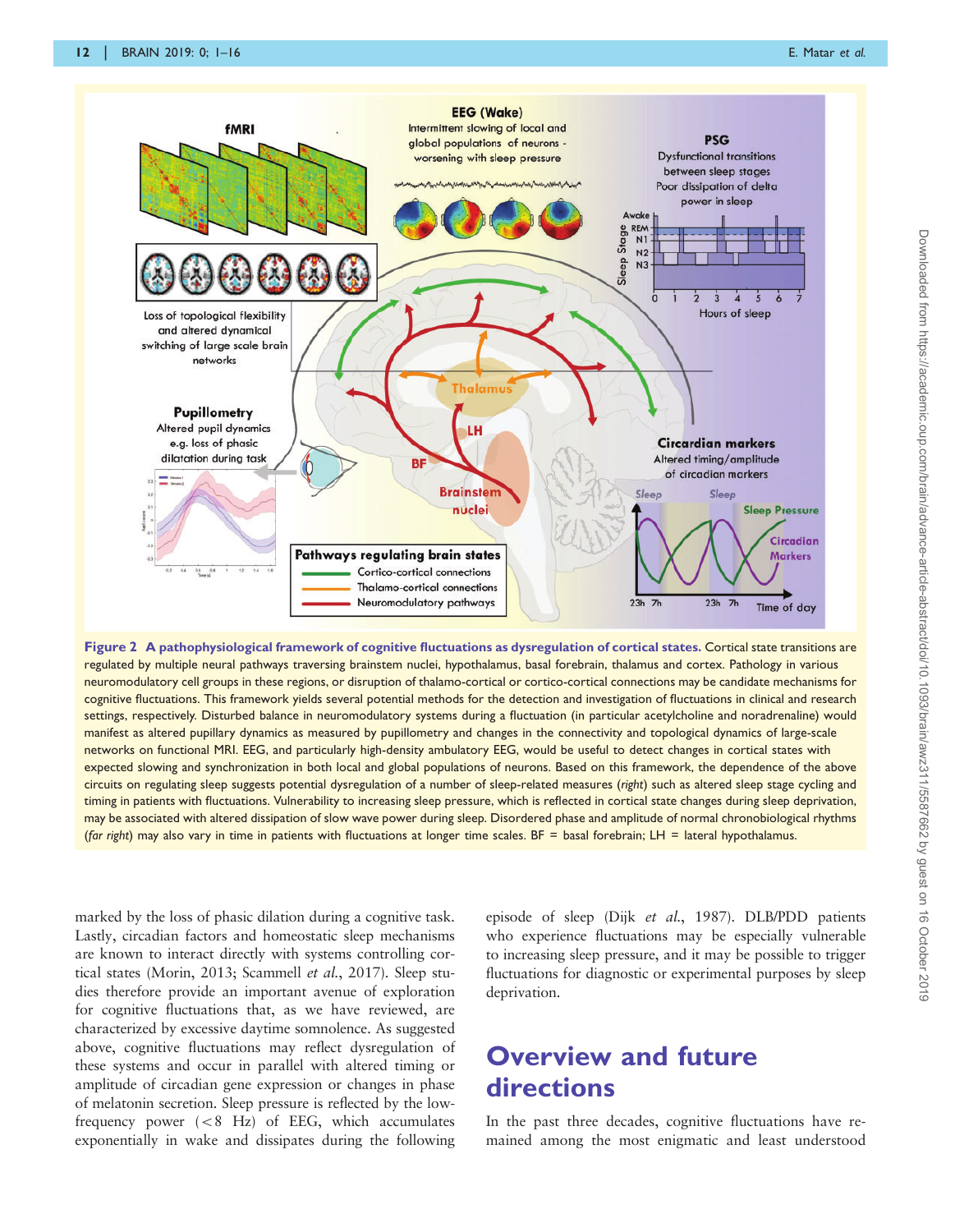**Figure 2 A pathophysiological framework of cognitive fluctuations as dysregulation of cortical states.** Cortical state transitions are regulated by multiple neural pathways traversing brainstem nuclei, hypothalamus, basal forebrain, thalamus and cortex. Pathology in various neuromodulatory cell groups in these regions, or disruption of thalamo-cortical or cortico-cortical connections may be candidate mechanisms for cognitive fluctuations. This framework yields several potential methods for the detection and investigation of fluctuations in clinical and research settings, respectively. Disturbed balance in neuromodulatory systems during a fluctuation (in particular acetylcholine and noradrenaline) would manifest as altered pupillary dynamics as measured by pupillometry and changes in the connectivity and topological dynamics of large-scale networks on functional MRI. EEG, and particularly high-density ambulatory EEG, would be useful to detect changes in cortical states with expected slowing and synchronization in both local and global populations of neurons. Based on this framework, the dependence of the above circuits on regulating sleep suggests potential dysregulation of a number of sleep-related measures (*right*) such as altered sleep stage cycling and timing in patients with fluctuations. Vulnerability to increasing sleep pressure, which is reflected in cortical state changes during sleep deprivation, may be associated with altered dissipation of slow wave power during sleep. Disordered phase and amplitude of normal chronobiological rhythms (*far right*) may also vary in time in patients with fluctuations at longer time scales. BF = basal forebrain; LH = lateral hypothalamus.

marked by the loss of phasic dilation during a cognitive task. Lastly, circadian factors and homeostatic sleep mechanisms are known to interact directly with systems controlling cortical states (Morin, 2013; Scammell *et al.*, 2017). Sleep studies therefore provide an important avenue of exploration for cognitive fluctuations that, as we have reviewed, are characterized by excessive daytime somnolence. As suggested above, cognitive fluctuations may reflect dysregulation of these systems and occur in parallel with altered timing or amplitude of circadian gene expression or changes in phase of melatonin secretion. Sleep pressure is reflected by the low-frequency power ($<8$ Hz) of EEG, which accumulates exponentially in wake and dissipates during the following episode of sleep (Dijk *et al.*, 1987). DLB/PDD patients who experience fluctuations may be especially vulnerable to increasing sleep pressure, and it may be possible to trigger fluctuations for diagnostic or experimental purposes by sleep deprivation.

## Overview and future directions

In the past three decades, cognitive fluctuations have remained among the most enigmatic and least understood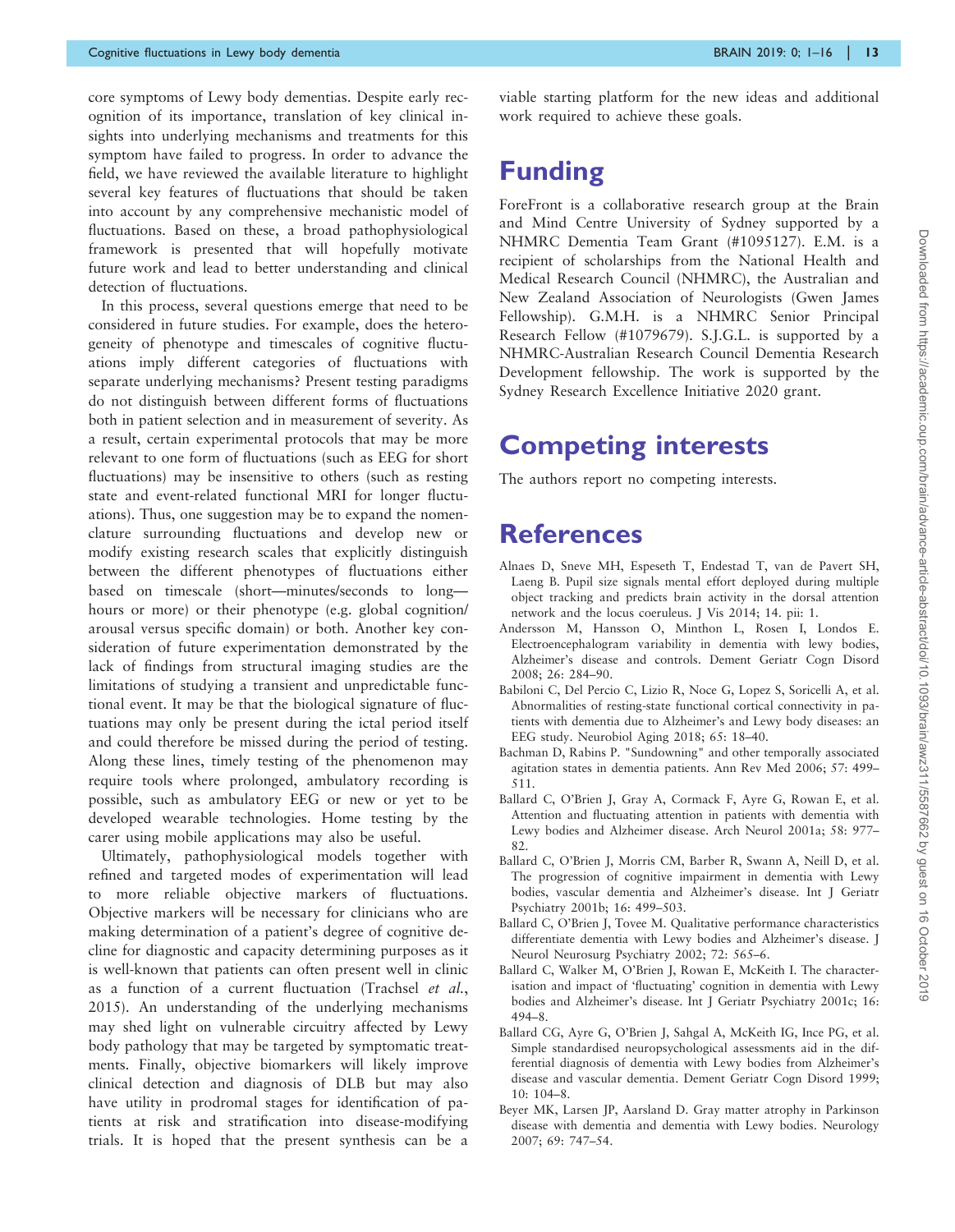core symptoms of Lewy body dementias. Despite early recognition of its importance, translation of key clinical insights into underlying mechanisms and treatments for this symptom have failed to progress. In order to advance the field, we have reviewed the available literature to highlight several key features of fluctuations that should be taken into account by any comprehensive mechanistic model of fluctuations. Based on these, a broad pathophysiological framework is presented that will hopefully motivate future work and lead to better understanding and clinical detection of fluctuations.

In this process, several questions emerge that need to be considered in future studies. For example, does the heterogeneity of phenotype and timescales of cognitive fluctuations imply different categories of fluctuations with separate underlying mechanisms? Present testing paradigms do not distinguish between different forms of fluctuations both in patient selection and in measurement of severity. As a result, certain experimental protocols that may be more relevant to one form of fluctuations (such as EEG for short fluctuations) may be insensitive to others (such as resting state and event-related functional MRI for longer fluctuations). Thus, one suggestion may be to expand the nomenclature surrounding fluctuations and develop new or modify existing research scales that explicitly distinguish between the different phenotypes of fluctuations either based on timescale (short—minutes/seconds to long—hours or more) or their phenotype (e.g. global cognition/arousal versus specific domain) or both. Another key consideration of future experimentation demonstrated by the lack of findings from structural imaging studies are the limitations of studying a transient and unpredictable functional event. It may be that the biological signature of fluctuations may only be present during the ictal period itself and could therefore be missed during the period of testing. Along these lines, timely testing of the phenomenon may require tools where prolonged, ambulatory recording is possible, such as ambulatory EEG or new or yet to be developed wearable technologies. Home testing by the carer using mobile applications may also be useful.

Ultimately, pathophysiological models together with refined and targeted modes of experimentation will lead to more reliable objective markers of fluctuations. Objective markers will be necessary for clinicians who are making determination of a patient's degree of cognitive decline for diagnostic and capacity determining purposes as it is well-known that patients can often present well in clinic as a function of a current fluctuation (Trachsel *et al.*, 2015). An understanding of the underlying mechanisms may shed light on vulnerable circuitry affected by Lewy body pathology that may be targeted by symptomatic treatments. Finally, objective biomarkers will likely improve clinical detection and diagnosis of DLB but may also have utility in prodromal stages for identification of patients at risk and stratification into disease-modifying trials. It is hoped that the present synthesis can be a viable starting platform for the new ideas and additional work required to achieve these goals.

# Funding

ForeFront is a collaborative research group at the Brain and Mind Centre University of Sydney supported by a NHMRC Dementia Team Grant (#1095127). E.M. is a recipient of scholarships from the National Health and Medical Research Council (NHMRC), the Australian and New Zealand Association of Neurologists (Gwen James Fellowship). G.M.H. is a NHMRC Senior Principal Research Fellow (#1079679). S.J.G.L. is supported by a NHMRC-Australian Research Council Dementia Research Development fellowship. The work is supported by the Sydney Research Excellence Initiative 2020 grant.

# Competing interests

The authors report no competing interests.

# References

Alnaes D, Sneve MH, Espeseth T, Endestad T, van de Pavert SH, Laeng B. Pupil size signals mental effort deployed during multiple object tracking and predicts brain activity in the dorsal attention network and the locus coeruleus. J Vis 2014; 14. pii: 1.

Andersson M, Hansson O, Minthon L, Rosen I, Londos E. Electroencephalogram variability in dementia with lewy bodies, Alzheimer's disease and controls. Dement Geriatr Cogn Disord 2008; 26: 284–90.

Babiloni C, Del Percio C, Lizio R, Noce G, Lopez S, Soricelli A, et al. Abnormalities of resting-state functional cortical connectivity in patients with dementia due to Alzheimer's and Lewy body diseases: an EEG study. Neurobiol Aging 2018; 65: 18–40.

Bachman D, Rabins P. "Sundowning" and other temporally associated agitation states in dementia patients. Ann Rev Med 2006; 57: 499–511.

Ballard C, O'Brien J, Gray A, Cormack F, Ayre G, Rowan E, et al. Attention and fluctuating attention in patients with dementia with Lewy bodies and Alzheimer disease. Arch Neurol 2001a; 58: 977–82.

Ballard C, O'Brien J, Morris CM, Barber R, Swann A, Neill D, et al. The progression of cognitive impairment in dementia with Lewy bodies, vascular dementia and Alzheimer's disease. Int J Geriatr Psychiatry 2001b; 16: 499–503.

Ballard C, O'Brien J, Tovee M. Qualitative performance characteristics differentiate dementia with Lewy bodies and Alzheimer's disease. J Neurol Neurosurg Psychiatry 2002; 72: 565–6.

Ballard C, Walker M, O'Brien J, Rowan E, McKeith I. The characterisation and impact of 'fluctuating' cognition in dementia with Lewy bodies and Alzheimer's disease. Int J Geriatr Psychiatry 2001c; 16: 494–8.

Ballard CG, Ayre G, O'Brien J, Sahgal A, McKeith IG, Ince PG, et al. Simple standardised neuropsychological assessments aid in the differential diagnosis of dementia with Lewy bodies from Alzheimer's disease and vascular dementia. Dement Geriatr Cogn Disord 1999; 10: 104–8.

Beyer MK, Larsen JP, Aarsland D. Gray matter atrophy in Parkinson disease with dementia and dementia with Lewy bodies. Neurology 2007; 69: 747–54.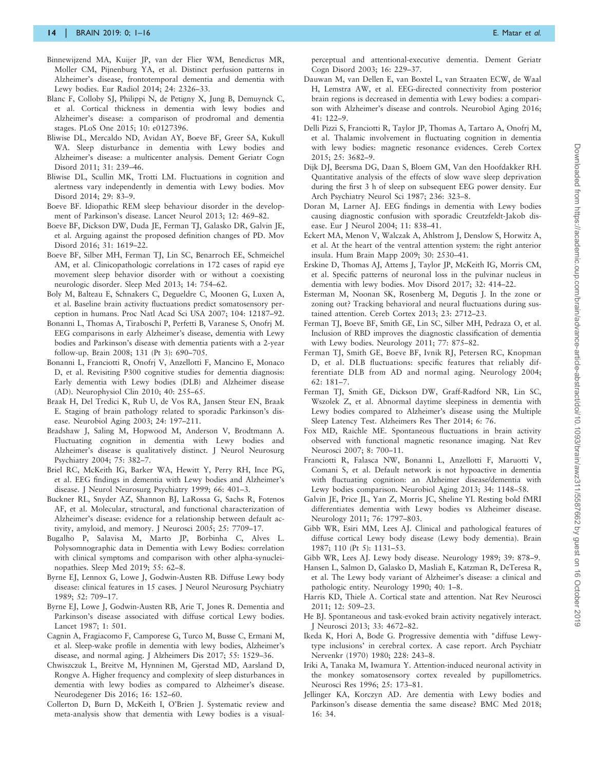Binnewijzend MA, Kuijer JP, van der Flier WM, Benedictus MR, Moller CM, Pijnenburg YA, et al. Distinct perfusion patterns in Alzheimer's disease, frontotemporal dementia and dementia with Lewy bodies. Eur Radiol 2014; 24: 2326–33.

Blanc F, Colloby SJ, Philippi N, de Petigny X, Jung B, Demuynck C, et al. Cortical thickness in dementia with lewy bodies and Alzheimer's disease: a comparison of prodromal and dementia stages. PLoS One 2015; 10: e0127396.

Bliwise DL, Mercaldo ND, Avidan AY, Boeve BF, Greer SA, Kukull WA. Sleep disturbance in dementia with Lewy bodies and Alzheimer's disease: a multicenter analysis. Dement Geriatr Cogn Disord 2011; 31: 239–46.

Bliwise DL, Scullin MK, Trotti LM. Fluctuations in cognition and alertness vary independently in dementia with Lewy bodies. Mov Disord 2014; 29: 83–9.

Boeve BF. Idiopathic REM sleep behaviour disorder in the development of Parkinson's disease. Lancet Neurol 2013; 12: 469–82.

Boeve BF, Dickson DW, Duda JE, Ferman TJ, Galasko DR, Galvin JE, et al. Arguing against the proposed definition changes of PD. Mov Disord 2016; 31: 1619–22.

Boeve BF, Silber MH, Ferman TJ, Lin SC, Benarroch EE, Schmeichel AM, et al. Clinicopathologic correlations in 172 cases of rapid eye movement sleep behavior disorder with or without a coexisting neurologic disorder. Sleep Med 2013; 14: 754–62.

Boly M, Balteau E, Schnakers C, Degueldre C, Moonen G, Luxen A, et al. Baseline brain activity fluctuations predict somatosensory perception in humans. Proc Natl Acad Sci USA 2007; 104: 12187–92.

Bonanni L, Thomas A, Tiraboschi P, Perfetti B, Varanese S, Onofrj M. EEG comparisons in early Alzheimer's disease, dementia with Lewy bodies and Parkinson's disease with dementia patients with a 2-year follow-up. Brain 2008; 131 (Pt 3): 690–705.

Bonanni L, Franciotti R, Onofrj V, Anzellotti F, Mancino E, Monaco D, et al. Revisiting P300 cognitive studies for dementia diagnosis: Early dementia with Lewy bodies (DLB) and Alzheimer disease (AD). Neurophysiol Clin 2010; 40: 255–65.

Braak H, Del Tredici K, Rub U, de Vos RA, Jansen Steur EN, Braak E. Staging of brain pathology related to sporadic Parkinson's disease. Neurobiol Aging 2003; 24: 197–211.

Bradshaw J, Saling M, Hopwood M, Anderson V, Brodtmann A. Fluctuating cognition in dementia with Lewy bodies and Alzheimer's disease is qualitatively distinct. J Neurol Neurosurg Psychiatry 2004; 75: 382–7.

Briel RC, McKeith IG, Barker WA, Hewitt Y, Perry RH, Ince PG, et al. EEG findings in dementia with Lewy bodies and Alzheimer's disease. J Neurol Neurosurg Psychiatry 1999; 66: 401–3.

Buckner RL, Snyder AZ, Shannon BJ, LaRossa G, Sachs R, Fotenos AF, et al. Molecular, structural, and functional characterization of Alzheimer's disease: evidence for a relationship between default activity, amyloid, and memory. J Neurosci 2005; 25: 7709–17.

Bugalho P, Salavisa M, Marto JP, Borbinha C, Alves L. Polysomnographic data in Dementia with Lewy Bodies: correlation with clinical symptoms and comparison with other alpha-synucleinopathies. Sleep Med 2019; 55: 62–8.

Byrne EJ, Lennox G, Lowe J, Godwin-Austen RB. Diffuse Lewy body disease: clinical features in 15 cases. J Neurol Neurosurg Psychiatry 1989; 52: 709–17.

Byrne EJ, Lowe J, Godwin-Austen RB, Arie T, Jones R. Dementia and Parkinson's disease associated with diffuse cortical Lewy bodies. Lancet 1987; 1: 501.

Cagnin A, Fragiacomo F, Camporese G, Turco M, Busse C, Ermani M, et al. Sleep-wake profile in dementia with lewy bodies, Alzheimer's disease, and normal aging. J Alzheimers Dis 2017; 55: 1529–36.

Chwiszczuk L, Breitve M, Hynninen M, Gjerstad MD, Aarsland D, Rongve A. Higher frequency and complexity of sleep disturbances in dementia with lewy bodies as compared to Alzheimer's disease. Neurodegener Dis 2016; 16: 152–60.

Collerton D, Burn D, McKeith I, O'Brien J. Systematic review and meta-analysis show that dementia with Lewy bodies is a visual-perceptual and attentional-executive dementia. Dement Geriatr Cogn Disord 2003; 16: 229–37.

Dauwan M, van Dellen E, van Boxtel L, van Straaten ECW, de Waal H, Lemstra AW, et al. EEG-directed connectivity from posterior brain regions is decreased in dementia with Lewy bodies: a comparison with Alzheimer's disease and controls. Neurobiol Aging 2016; 41: 122–9.

Delli Pizzi S, Franciotti R, Taylor JP, Thomas A, Tartaro A, Onofrj M, et al. Thalamic involvement in fluctuating cognition in dementia with lewy bodies: magnetic resonance evidences. Cereb Cortex 2015; 25: 3682–9.

Dijk DJ, Beersma DG, Daan S, Bloem GM, Van den Hoofdakker RH. Quantitative analysis of the effects of slow wave sleep deprivation during the first 3 h of sleep on subsequent EEG power density. Eur Arch Psychiatry Neurol Sci 1987; 236: 323–8.

Doran M, Larner AJ. EEG findings in dementia with Lewy bodies causing diagnostic confusion with sporadic Creutzfeldt-Jakob disease. Eur J Neurol 2004; 11: 838–41.

Eckert MA, Menon V, Walczak A, Ahlstrom J, Denslow S, Horwitz A, et al. At the heart of the ventral attention system: the right anterior insula. Hum Brain Mapp 2009; 30: 2530–41.

Erskine D, Thomas AJ, Attems J, Taylor JP, McKeith IG, Morris CM, et al. Specific patterns of neuronal loss in the pulvinar nucleus in dementia with lewy bodies. Mov Disord 2017; 32: 414–22.

Esterman M, Noonan SK, Rosenberg M, Degutis J. In the zone or zoning out? Tracking behavioral and neural fluctuations during sustained attention. Cereb Cortex 2013; 23: 2712–23.

Ferman TJ, Boeve BF, Smith GE, Lin SC, Silber MH, Pedraza O, et al. Inclusion of RBD improves the diagnostic classification of dementia with Lewy bodies. Neurology 2011; 77: 875–82.

Ferman TJ, Smith GE, Boeve BF, Ivnik RJ, Petersen RC, Knopman D, et al. DLB fluctuations: specific features that reliably differentiate DLB from AD and normal aging. Neurology 2004; 62: 181–7.

Ferman TJ, Smith GE, Dickson DW, Graff-Radford NR, Lin SC, Wszolek Z, et al. Abnormal daytime sleepiness in dementia with Lewy bodies compared to Alzheimer's disease using the Multiple Sleep Latency Test. Alzheimers Res Ther 2014; 6: 76.

Fox MD, Raichle ME. Spontaneous fluctuations in brain activity observed with functional magnetic resonance imaging. Nat Rev Neurosci 2007; 8: 700–11.

Franciotti R, Falasca NW, Bonanni L, Anzellotti F, Maruotti V, Comani S, et al. Default network is not hypoactive in dementia with fluctuating cognition: an Alzheimer disease/dementia with Lewy bodies comparison. Neurobiol Aging 2013; 34: 1148–58.

Galvin JE, Price JL, Yan Z, Morris JC, Sheline YI. Resting bold fMRI differentiates dementia with Lewy bodies vs Alzheimer disease. Neurology 2011; 76: 1797–803.

Gibb WR, Esiri MM, Lees AJ. Clinical and pathological features of diffuse cortical Lewy body disease (Lewy body dementia). Brain 1987; 110 (Pt 5): 1131–53.

Gibb WR, Lees AJ. Lewy body disease. Neurology 1989; 39: 878–9.

Hansen L, Salmon D, Galasko D, Masliah E, Katzman R, DeTeresa R, et al. The Lewy body variant of Alzheimer's disease: a clinical and pathologic entity. Neurology 1990; 40: 1–8.

Harris KD, Thiele A. Cortical state and attention. Nat Rev Neurosci 2011; 12: 509–23.

He BJ. Spontaneous and task-evoked brain activity negatively interact. J Neurosci 2013; 33: 4672–82.

Ikeda K, Hori A, Bode G. Progressive dementia with "diffuse Lewy-type inclusions' in cerebral cortex. A case report. Arch Psychiatr Nervenkr (1970) 1980; 228: 243–8.

Iriki A, Tanaka M, Iwamura Y. Attention-induced neuronal activity in the monkey somatosensory cortex revealed by pupillometrics. Neurosci Res 1996; 25: 173–81.

Jellinger KA, Korczyn AD. Are dementia with Lewy bodies and Parkinson's disease dementia the same disease? BMC Med 2018; 16: 34.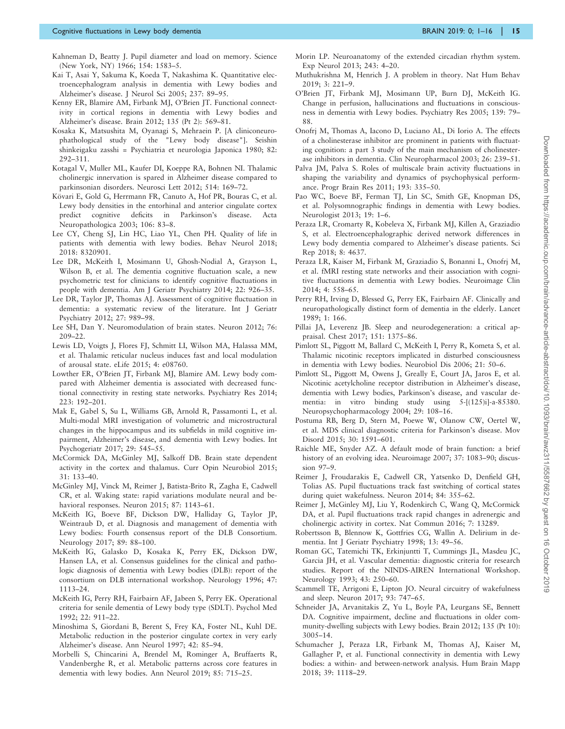Kahneman D, Beatty J. Pupil diameter and load on memory. Science (New York, NY) 1966; 154: 1583–5.

Kai T, Asai Y, Sakuma K, Koeda T, Nakashima K. Quantitative electroencephalogram analysis in dementia with Lewy bodies and Alzheimer's disease. J Neurol Sci 2005; 237: 89–95.

Kenny ER, Blamire AM, Firbank MJ, O'Brien JT. Functional connectivity in cortical regions in dementia with Lewy bodies and Alzheimer's disease. Brain 2012; 135 (Pt 2): 569–81.

Kosaka K, Matsushita M, Oyanagi S, Mehraein P. [A cliniconeuropathological study of the "Lewy body disease"]. Seishin shinkeigaku zasshi = Psychiatria et neurologia Japonica 1980; 82: 292–311.

Kotagal V, Muller ML, Kaufer DI, Koeppe RA, Bohnen NI. Thalamic cholinergic innervation is spared in Alzheimer disease compared to parkinsonian disorders. Neurosci Lett 2012; 514: 169–72.

Kövari E, Gold G, Herrmann FR, Canuto A, Hof PR, Bouras C, et al. Lewy body densities in the entorhinal and anterior cingulate cortex predict cognitive deficits in Parkinson's disease. Acta Neuropathologica 2003; 106: 83–8.

Lee CY, Cheng SJ, Lin HC, Liao YL, Chen PH. Quality of life in patients with dementia with lewy bodies. Behav Neurol 2018; 2018: 8320901.

Lee DR, McKeith I, Mosimann U, Ghosh-Nodial A, Grayson L, Wilson B, et al. The dementia cognitive fluctuation scale, a new psychometric test for clinicians to identify cognitive fluctuations in people with dementia. Am J Geriatr Psychiatry 2014; 22: 926–35.

Lee DR, Taylor JP, Thomas AJ. Assessment of cognitive fluctuation in dementia: a systematic review of the literature. Int J Geriatr Psychiatry 2012; 27: 989–98.

Lee SH, Dan Y. Neuromodulation of brain states. Neuron 2012; 76: 209–22.

Lewis LD, Voigts J, Flores FJ, Schmitt LI, Wilson MA, Halassa MM, et al. Thalamic reticular nucleus induces fast and local modulation of arousal state. eLife 2015; 4: e08760.

Lowther ER, O'Brien JT, Firbank MJ, Blamire AM. Lewy body compared with Alzheimer dementia is associated with decreased functional connectivity in resting state networks. Psychiatry Res 2014; 223: 192–201.

Mak E, Gabel S, Su L, Williams GB, Arnold R, Passamonti L, et al. Multi-modal MRI investigation of volumetric and microstructural changes in the hippocampus and its subfields in mild cognitive impairment, Alzheimer's disease, and dementia with Lewy bodies. Int Psychogeriatr 2017; 29: 545–55.

McCormick DA, McGinley MJ, Salkoff DB. Brain state dependent activity in the cortex and thalamus. Curr Opin Neurobiol 2015; 31: 133–40.

McGinley MJ, Vinck M, Reimer J, Batista-Brito R, Zagha E, Cadwell CR, et al. Waking state: rapid variations modulate neural and behavioral responses. Neuron 2015; 87: 1143–61.

McKeith IG, Boeve BF, Dickson DW, Halliday G, Taylor JP, Weintraub D, et al. Diagnosis and management of dementia with Lewy bodies: Fourth consensus report of the DLB Consortium. Neurology 2017; 89: 88–100.

McKeith IG, Galasko D, Kosaka K, Perry EK, Dickson DW, Hansen LA, et al. Consensus guidelines for the clinical and pathologic diagnosis of dementia with Lewy bodies (DLB): report of the consortium on DLB international workshop. Neurology 1996; 47: 1113–24.

McKeith IG, Perry RH, Fairbairn AF, Jabeen S, Perry EK. Operational criteria for senile dementia of Lewy body type (SDLT). Psychol Med 1992; 22: 911–22.

Minoshima S, Giordani B, Berent S, Frey KA, Foster NL, Kuhl DE. Metabolic reduction in the posterior cingulate cortex in very early Alzheimer's disease. Ann Neurol 1997; 42: 85–94.

Morbelli S, Chincarini A, Brendel M, Rominger A, Bruffaerts R, Vandenberghe R, et al. Metabolic patterns across core features in dementia with lewy bodies. Ann Neurol 2019; 85: 715–25.

Morin LP. Neuroanatomy of the extended circadian rhythm system. Exp Neurol 2013; 243: 4–20.

Muthukrishna M, Henrich J. A problem in theory. Nat Hum Behav 2019; 3: 221–9.

O'Brien JT, Firbank MJ, Mosimann UP, Burn DJ, McKeith IG. Change in perfusion, hallucinations and fluctuations in consciousness in dementia with Lewy bodies. Psychiatry Res 2005; 139: 79–88.

Onofrj M, Thomas A, Iacono D, Luciano AL, Di Iorio A. The effects of a cholinesterase inhibitor are prominent in patients with fluctuating cognition: a part 3 study of the main mechanism of cholinesterase inhibitors in dementia. Clin Neuropharmacol 2003; 26: 239–51.

Palva JM, Palva S. Roles of multiscale brain activity fluctuations in shaping the variability and dynamics of psychophysical performance. Progr Brain Res 2011; 193: 335–50.

Pao WC, Boeve BF, Ferman TJ, Lin SC, Smith GE, Knopman DS, et al. Polysomnographic findings in dementia with Lewy bodies. Neurologist 2013; 19: 1–6.

Peraza LR, Cromarty R, Kobeleva X, Firbank MJ, Killen A, Graziadio S, et al. Electroencephalographic derived network differences in Lewy body dementia compared to Alzheimer's disease patients. Sci Rep 2018; 8: 4637.

Peraza LR, Kaiser M, Firbank M, Graziadio S, Bonanni L, Onofrj M, et al. fMRI resting state networks and their association with cognitive fluctuations in dementia with Lewy bodies. Neuroimage Clin 2014; 4: 558–65.

Perry RH, Irving D, Blessed G, Perry EK, Fairbairn AF. Clinically and neuropathologically distinct form of dementia in the elderly. Lancet 1989; 1: 166.

Pillai JA, Leverenz JB. Sleep and neurodegeneration: a critical appraisal. Chest 2017; 151: 1375–86.

Pimlott SL, Piggott M, Ballard C, McKeith I, Perry R, Kometa S, et al. Thalamic nicotinic receptors implicated in disturbed consciousness in dementia with Lewy bodies. Neurobiol Dis 2006; 21: 50–6.

Pimlott SL, Piggott M, Owens J, Greally E, Court JA, Jaros E, et al. Nicotinic acetylcholine receptor distribution in Alzheimer's disease, dementia with Lewy bodies, Parkinson's disease, and vascular dementia: in vitro binding study using 5-[(125)i]-a-85380. Neuropsychopharmacology 2004; 29: 108–16.

Postuma RB, Berg D, Stern M, Poewe W, Olanow CW, Oertel W, et al. MDS clinical diagnostic criteria for Parkinson's disease. Mov Disord 2015; 30: 1591–601.

Raichle ME, Snyder AZ. A default mode of brain function: a brief history of an evolving idea. Neuroimage 2007; 37: 1083–90; discussion 97–9.

Reimer J, Froudarakis E, Cadwell CR, Yatsenko D, Denfield GH, Tolias AS. Pupil fluctuations track fast switching of cortical states during quiet wakefulness. Neuron 2014; 84: 355–62.

Reimer J, McGinley MJ, Liu Y, Rodenkirch C, Wang Q, McCormick DA, et al. Pupil fluctuations track rapid changes in adrenergic and cholinergic activity in cortex. Nat Commun 2016; 7: 13289.

Robertsson B, Blennow K, Gottfries CG, Wallin A. Delirium in dementia. Int J Geriatr Psychiatry 1998; 13: 49–56.

Roman GC, Tatemichi TK, Erkinjuntti T, Cummings JL, Masdeu JC, Garcia JH, et al. Vascular dementia: diagnostic criteria for research studies. Report of the NINDS-AIREN International Workshop. Neurology 1993; 43: 250–60.

Scammell TE, Arrigoni E, Lipton JO. Neural circuitry of wakefulness and sleep. Neuron 2017; 93: 747–65.

Schneider JA, Arvanitakis Z, Yu L, Boyle PA, Leurgans SE, Bennett DA. Cognitive impairment, decline and fluctuations in older community-dwelling subjects with Lewy bodies. Brain 2012; 135 (Pt 10): 3005–14.

Schumacher J, Peraza LR, Firbank M, Thomas AJ, Kaiser M, Gallagher P, et al. Functional connectivity in dementia with Lewy bodies: a within- and between-network analysis. Hum Brain Mapp 2018; 39: 1118–29.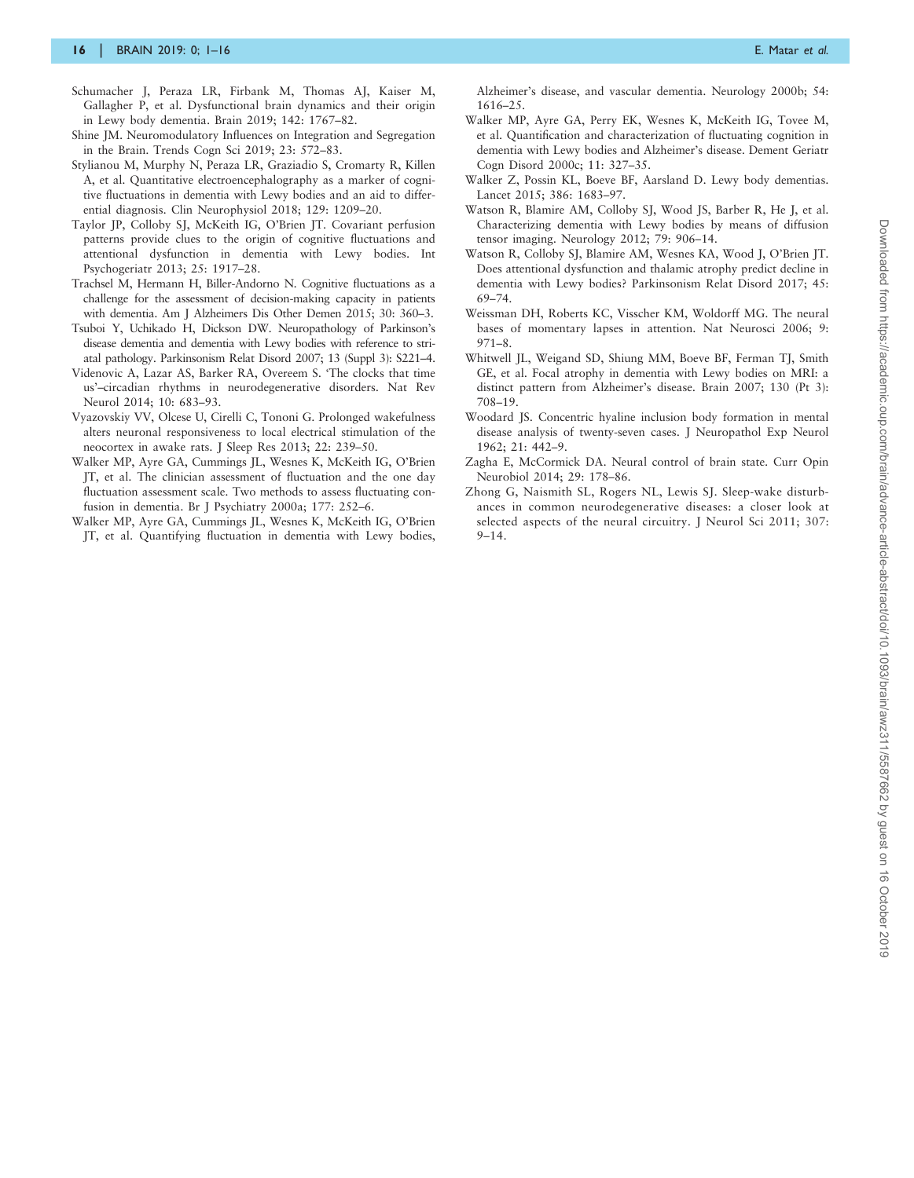Schumacher J, Peraza LR, Firbank M, Thomas AJ, Kaiser M, Gallagher P, et al. Dysfunctional brain dynamics and their origin in Lewy body dementia. Brain 2019; 142: 1767–82.

Shine JM. Neuromodulatory Influences on Integration and Segregation in the Brain. Trends Cogn Sci 2019; 23: 572–83.

Stylianou M, Murphy N, Peraza LR, Graziadio S, Cromarty R, Killen A, et al. Quantitative electroencephalography as a marker of cognitive fluctuations in dementia with Lewy bodies and an aid to differential diagnosis. Clin Neurophysiol 2018; 129: 1209–20.

Taylor JP, Colloby SJ, McKeith IG, O'Brien JT. Covariant perfusion patterns provide clues to the origin of cognitive fluctuations and attentional dysfunction in dementia with Lewy bodies. Int Psychogeriatr 2013; 25: 1917–28.

Trachsel M, Hermann H, Biller-Andorno N. Cognitive fluctuations as a challenge for the assessment of decision-making capacity in patients with dementia. Am J Alzheimers Dis Other Demen 2015; 30: 360–3.

Tsuboi Y, Uchikado H, Dickson DW. Neuropathology of Parkinson's disease dementia and dementia with Lewy bodies with reference to striatal pathology. Parkinsonism Relat Disord 2007; 13 (Suppl 3): S221–4.

Videnovic A, Lazar AS, Barker RA, Overeem S. 'The clocks that time us'–circadian rhythms in neurodegenerative disorders. Nat Rev Neurol 2014; 10: 683–93.

Vyazovskiy VV, Olcese U, Cirelli C, Tononi G. Prolonged wakefulness alters neuronal responsiveness to local electrical stimulation of the neocortex in awake rats. J Sleep Res 2013; 22: 239–50.

Walker MP, Ayre GA, Cummings JL, Wesnes K, McKeith IG, O'Brien JT, et al. The clinician assessment of fluctuation and the one day fluctuation assessment scale. Two methods to assess fluctuating confusion in dementia. Br J Psychiatry 2000a; 177: 252–6.

Walker MP, Ayre GA, Cummings JL, Wesnes K, McKeith IG, O'Brien JT, et al. Quantifying fluctuation in dementia with Lewy bodies, Alzheimer's disease, and vascular dementia. Neurology 2000b; 54: 1616–25.

Walker MP, Ayre GA, Perry EK, Wesnes K, McKeith IG, Tovee M, et al. Quantification and characterization of fluctuating cognition in dementia with Lewy bodies and Alzheimer's disease. Dement Geriatr Cogn Disord 2000c; 11: 327–35.

Walker Z, Possin KL, Boeve BF, Aarsland D. Lewy body dementias. Lancet 2015; 386: 1683–97.

Watson R, Blamire AM, Colloby SJ, Wood JS, Barber R, He J, et al. Characterizing dementia with Lewy bodies by means of diffusion tensor imaging. Neurology 2012; 79: 906–14.

Watson R, Colloby SJ, Blamire AM, Wesnes KA, Wood J, O'Brien JT. Does attentional dysfunction and thalamic atrophy predict decline in dementia with Lewy bodies? Parkinsonism Relat Disord 2017; 45: 69–74.

Weissman DH, Roberts KC, Visscher KM, Woldorff MG. The neural bases of momentary lapses in attention. Nat Neurosci 2006; 9: 971–8.

Whitwell JL, Weigand SD, Shiung MM, Boeve BF, Ferman TJ, Smith GE, et al. Focal atrophy in dementia with Lewy bodies on MRI: a distinct pattern from Alzheimer's disease. Brain 2007; 130 (Pt 3): 708–19.

Woodard JS. Concentric hyaline inclusion body formation in mental disease analysis of twenty-seven cases. J Neuropathol Exp Neurol 1962; 21: 442–9.

Zagha E, McCormick DA. Neural control of brain state. Curr Opin Neurobiol 2014; 29: 178–86.

Zhong G, Naismith SL, Rogers NL, Lewis SJ. Sleep-wake disturbances in common neurodegenerative diseases: a closer look at selected aspects of the neural circuitry. J Neurol Sci 2011; 307: 9–14.